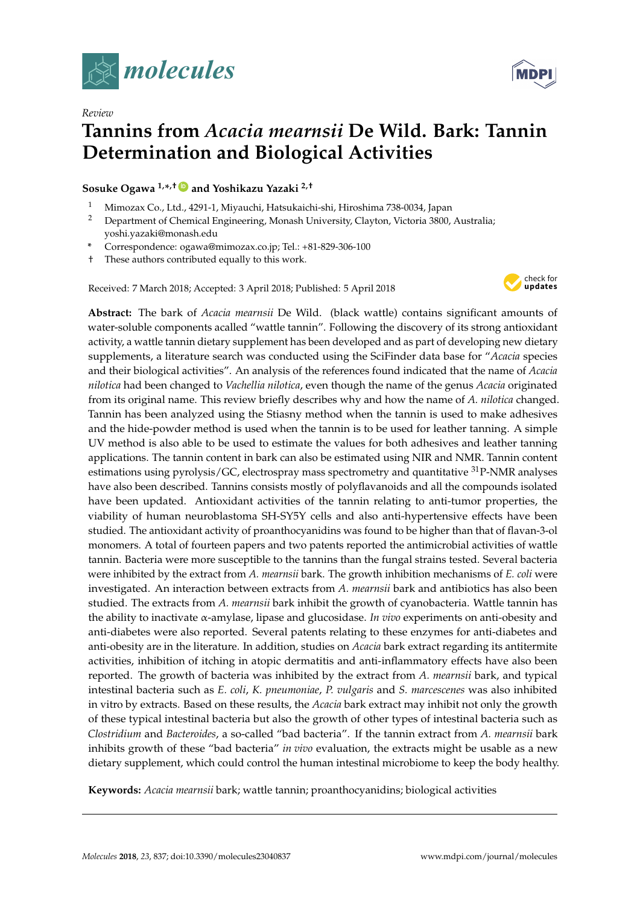*Review*

# Tannins from *Acacia mearnsii* De Wild. Bark: Tannin Determination and Biological Activities

**Sosuke Ogawa [1,*,†] and Yoshikazu Yazaki [2,†]**

1. Mimozax Co., Ltd., 4291-1, Miyauchi, Hatsukaichi-shi, Hiroshima 738-0034, Japan
2. Department of Chemical Engineering, Monash University, Clayton, Victoria 3800, Australia; yoshi.yazaki@monash.edu

\* Correspondence: ogawa@mimozax.co.jp; Tel.: +81-829-306-100

† These authors contributed equally to this work.

Received: 7 March 2018; Accepted: 3 April 2018; Published: 5 April 2018

**Abstract:** The bark of *Acacia mearnsii* De Wild. (black wattle) contains significant amounts of water-soluble components acalled "wattle tannin". Following the discovery of its strong antioxidant activity, a wattle tannin dietary supplement has been developed and as part of developing new dietary supplements, a literature search was conducted using the SciFinder data base for "*Acacia* species and their biological activities". An analysis of the references found indicated that the name of *Acacia nilotica* had been changed to *Vachellia nilotica*, even though the name of the genus *Acacia* originated from its original name. This review briefly describes why and how the name of *A. nilotica* changed. Tannin has been analyzed using the Stiasny method when the tannin is used to make adhesives and the hide-powder method is used when the tannin is to be used for leather tanning. A simple UV method is also able to be used to estimate the values for both adhesives and leather tanning applications. The tannin content in bark can also be estimated using NIR and NMR. Tannin content estimations using pyrolysis/GC, electrospray mass spectrometry and quantitative $^{31}$P-NMR analyses have also been described. Tannins consists mostly of polyflavanoids and all the compounds isolated have been updated. Antioxidant activities of the tannin relating to anti-tumor properties, the viability of human neuroblastoma SH-SY5Y cells and also anti-hypertensive effects have been studied. The antioxidant activity of proanthocyanidins was found to be higher than that of flavan-3-ol monomers. A total of fourteen papers and two patents reported the antimicrobial activities of wattle tannin. Bacteria were more susceptible to the tannins than the fungal strains tested. Several bacteria were inhibited by the extract from *A. mearnsii* bark. The growth inhibition mechanisms of *E. coli* were investigated. An interaction between extracts from *A. mearnsii* bark and antibiotics has also been studied. The extracts from *A. mearnsii* bark inhibit the growth of cyanobacteria. Wattle tannin has the ability to inactivate α-amylase, lipase and glucosidase. *In vivo* experiments on anti-obesity and anti-diabetes were also reported. Several patents relating to these enzymes for anti-diabetes and anti-obesity are in the literature. In addition, studies on *Acacia* bark extract regarding its antitermite activities, inhibition of itching in atopic dermatitis and anti-inflammatory effects have also been reported. The growth of bacteria was inhibited by the extract from *A. mearnsii* bark, and typical intestinal bacteria such as *E. coli*, *K. pneumoniae*, *P. vulgaris* and *S. marcescenes* was also inhibited in vitro by extracts. Based on these results, the *Acacia* bark extract may inhibit not only the growth of these typical intestinal bacteria but also the growth of other types of intestinal bacteria such as *Clostridium* and *Bacteroides*, a so-called "bad bacteria". If the tannin extract from *A. mearnsii* bark inhibits growth of these "bad bacteria" *in vivo* evaluation, the extracts might be usable as a new dietary supplement, which could control the human intestinal microbiome to keep the body healthy.

**Keywords:** *Acacia mearnsii* bark; wattle tannin; proanthocyanidins; biological activities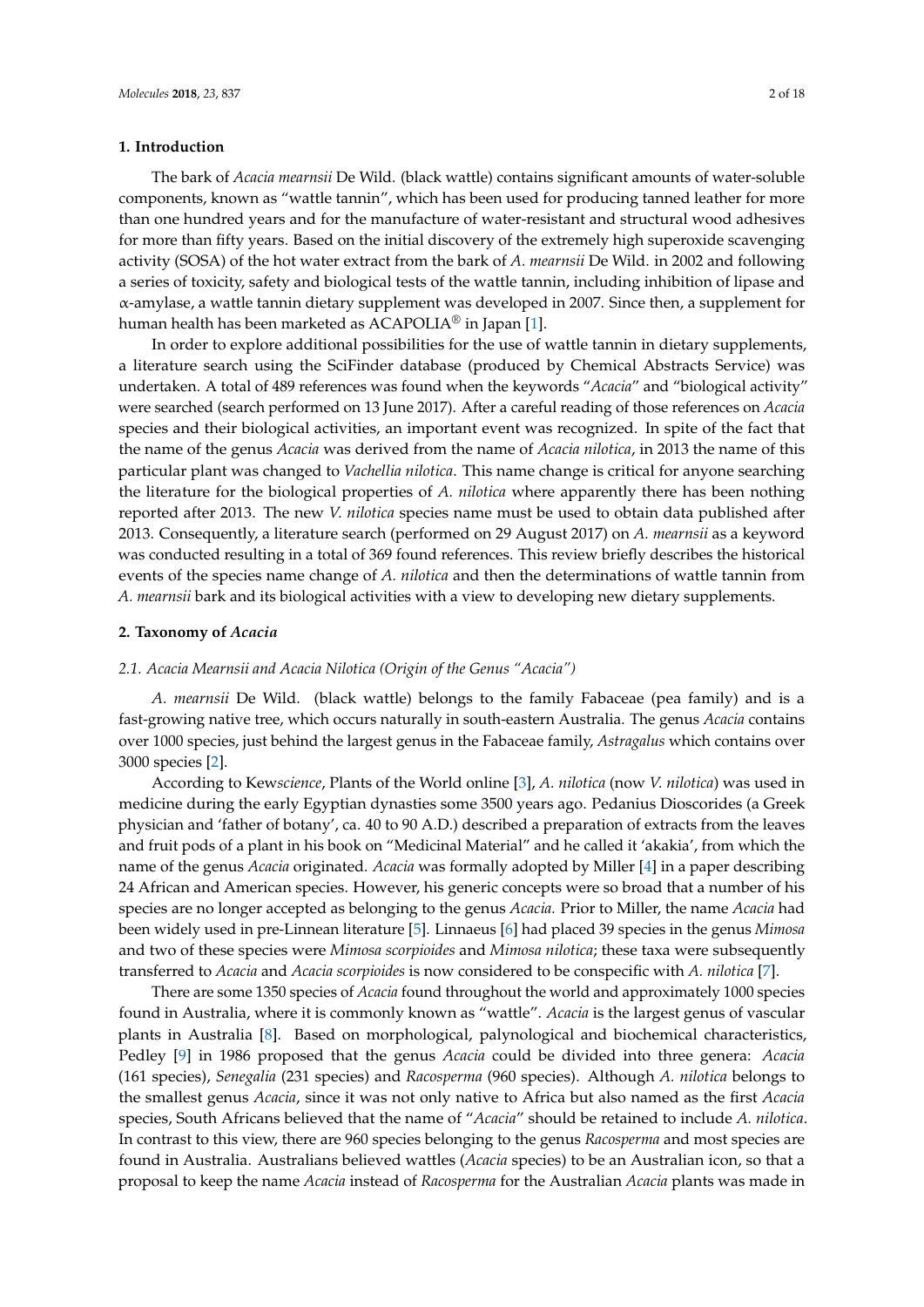## 1. Introduction

The bark of *Acacia mearnsii* De Wild. (black wattle) contains significant amounts of water-soluble components, known as "wattle tannin", which has been used for producing tanned leather for more than one hundred years and for the manufacture of water-resistant and structural wood adhesives for more than fifty years. Based on the initial discovery of the extremely high superoxide scavenging activity (SOSA) of the hot water extract from the bark of *A. mearnsii* De Wild. in 2002 and following a series of toxicity, safety and biological tests of the wattle tannin, including inhibition of lipase and α-amylase, a wattle tannin dietary supplement was developed in 2007. Since then, a supplement for human health has been marketed as ACAPOLIA® in Japan [1].

In order to explore additional possibilities for the use of wattle tannin in dietary supplements, a literature search using the SciFinder database (produced by Chemical Abstracts Service) was undertaken. A total of 489 references was found when the keywords "*Acacia*" and "biological activity" were searched (search performed on 13 June 2017). After a careful reading of those references on *Acacia* species and their biological activities, an important event was recognized. In spite of the fact that the name of the genus *Acacia* was derived from the name of *Acacia nilotica*, in 2013 the name of this particular plant was changed to *Vachellia nilotica*. This name change is critical for anyone searching the literature for the biological properties of *A. nilotica* where apparently there has been nothing reported after 2013. The new *V. nilotica* species name must be used to obtain data published after 2013. Consequently, a literature search (performed on 29 August 2017) on *A. mearnsii* as a keyword was conducted resulting in a total of 369 found references. This review briefly describes the historical events of the species name change of *A. nilotica* and then the determinations of wattle tannin from *A. mearnsii* bark and its biological activities with a view to developing new dietary supplements.

## 2. Taxonomy of *Acacia*

### 2.1. *Acacia Mearnsii* and *Acacia Nilotica* (Origin of the Genus "*Acacia*")

*A. mearnsii* De Wild. (black wattle) belongs to the family Fabaceae (pea family) and is a fast-growing native tree, which occurs naturally in south-eastern Australia. The genus *Acacia* contains over 1000 species, just behind the largest genus in the Fabaceae family, *Astragalus* which contains over 3000 species [2].

According to Kew*science*, Plants of the World online [3], *A. nilotica* (now *V. nilotica*) was used in medicine during the early Egyptian dynasties some 3500 years ago. Pedanius Dioscorides (a Greek physician and 'father of botany', ca. 40 to 90 A.D.) described a preparation of extracts from the leaves and fruit pods of a plant in his book on "Medicinal Material" and he called it 'akakia', from which the name of the genus *Acacia* originated. *Acacia* was formally adopted by Miller [4] in a paper describing 24 African and American species. However, his generic concepts were so broad that a number of his species are no longer accepted as belonging to the genus *Acacia.* Prior to Miller, the name *Acacia* had been widely used in pre-Linnean literature [5]. Linnaeus [6] had placed 39 species in the genus *Mimosa* and two of these species were *Mimosa scorpioides* and *Mimosa nilotica*; these taxa were subsequently transferred to *Acacia* and *Acacia scorpioides* is now considered to be conspecific with *A. nilotica* [7].

There are some 1350 species of *Acacia* found throughout the world and approximately 1000 species found in Australia, where it is commonly known as "wattle". *Acacia* is the largest genus of vascular plants in Australia [8]. Based on morphological, palynological and biochemical characteristics, Pedley [9] in 1986 proposed that the genus *Acacia* could be divided into three genera: *Acacia* (161 species), *Senegalia* (231 species) and *Racosperma* (960 species). Although *A. nilotica* belongs to the smallest genus *Acacia*, since it was not only native to Africa but also named as the first *Acacia* species, South Africans believed that the name of "*Acacia*" should be retained to include *A. nilotica*. In contrast to this view, there are 960 species belonging to the genus *Racosperma* and most species are found in Australia. Australians believed wattles (*Acacia* species) to be an Australian icon, so that a proposal to keep the name *Acacia* instead of *Racosperma* for the Australian *Acacia* plants was made in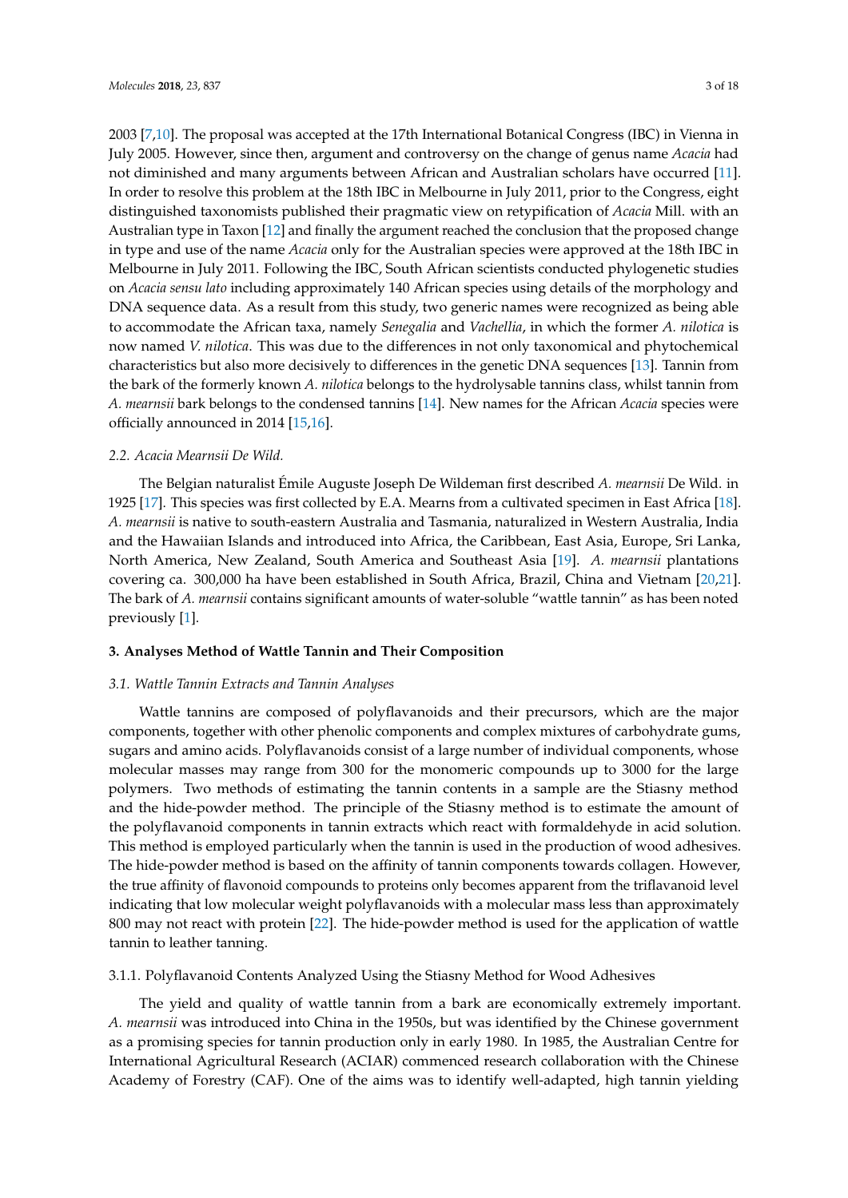2003 [7,10]. The proposal was accepted at the 17th International Botanical Congress (IBC) in Vienna in July 2005. However, since then, argument and controversy on the change of genus name *Acacia* had not diminished and many arguments between African and Australian scholars have occurred [11]. In order to resolve this problem at the 18th IBC in Melbourne in July 2011, prior to the Congress, eight distinguished taxonomists published their pragmatic view on retypification of *Acacia* Mill. with an Australian type in Taxon [12] and finally the argument reached the conclusion that the proposed change in type and use of the name *Acacia* only for the Australian species were approved at the 18th IBC in Melbourne in July 2011. Following the IBC, South African scientists conducted phylogenetic studies on *Acacia sensu lato* including approximately 140 African species using details of the morphology and DNA sequence data. As a result from this study, two generic names were recognized as being able to accommodate the African taxa, namely *Senegalia* and *Vachellia*, in which the former *A. nilotica* is now named *V. nilotica*. This was due to the differences in not only taxonomical and phytochemical characteristics but also more decisively to differences in the genetic DNA sequences [13]. Tannin from the bark of the formerly known *A. nilotica* belongs to the hydrolysable tannins class, whilst tannin from *A. mearnsii* bark belongs to the condensed tannins [14]. New names for the African *Acacia* species were officially announced in 2014 [15,16].

### 2.2. *Acacia Mearnsii* De Wild.

The Belgian naturalist Émile Auguste Joseph De Wildeman first described *A. mearnsii* De Wild. in 1925 [17]. This species was first collected by E.A. Mearns from a cultivated specimen in East Africa [18]. *A. mearnsii* is native to south-eastern Australia and Tasmania, naturalized in Western Australia, India and the Hawaiian Islands and introduced into Africa, the Caribbean, East Asia, Europe, Sri Lanka, North America, New Zealand, South America and Southeast Asia [19]. *A. mearnsii* plantations covering ca. 300,000 ha have been established in South Africa, Brazil, China and Vietnam [20,21]. The bark of *A. mearnsii* contains significant amounts of water-soluble "wattle tannin" as has been noted previously [1].

## 3. Analyses Method of Wattle Tannin and Their Composition

### 3.1. Wattle Tannin Extracts and Tannin Analyses

Wattle tannins are composed of polyflavanoids and their precursors, which are the major components, together with other phenolic components and complex mixtures of carbohydrate gums, sugars and amino acids. Polyflavanoids consist of a large number of individual components, whose molecular masses may range from 300 for the monomeric compounds up to 3000 for the large polymers. Two methods of estimating the tannin contents in a sample are the Stiasny method and the hide-powder method. The principle of the Stiasny method is to estimate the amount of the polyflavanoid components in tannin extracts which react with formaldehyde in acid solution. This method is employed particularly when the tannin is used in the production of wood adhesives. The hide-powder method is based on the affinity of tannin components towards collagen. However, the true affinity of flavonoid compounds to proteins only becomes apparent from the triflavanoid level indicating that low molecular weight polyflavanoids with a molecular mass less than approximately 800 may not react with protein [22]. The hide-powder method is used for the application of wattle tannin to leather tanning.

#### 3.1.1. Polyflavanoid Contents Analyzed Using the Stiasny Method for Wood Adhesives

The yield and quality of wattle tannin from a bark are economically extremely important. *A. mearnsii* was introduced into China in the 1950s, but was identified by the Chinese government as a promising species for tannin production only in early 1980. In 1985, the Australian Centre for International Agricultural Research (ACIAR) commenced research collaboration with the Chinese Academy of Forestry (CAF). One of the aims was to identify well-adapted, high tannin yielding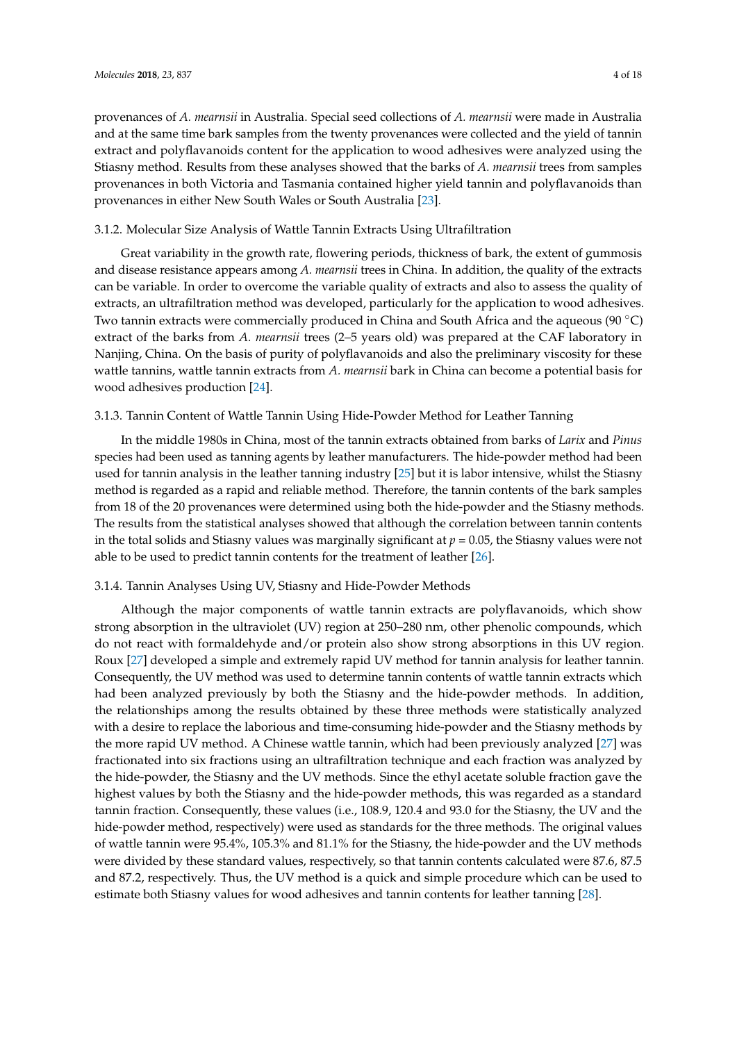provenances of *A. mearnsii* in Australia. Special seed collections of *A. mearnsii* were made in Australia and at the same time bark samples from the twenty provenances were collected and the yield of tannin extract and polyflavanoids content for the application to wood adhesives were analyzed using the Stiasny method. Results from these analyses showed that the barks of *A. mearnsii* trees from samples provenances in both Victoria and Tasmania contained higher yield tannin and polyflavanoids than provenances in either New South Wales or South Australia [23].

### 3.1.2. Molecular Size Analysis of Wattle Tannin Extracts Using Ultrafiltration

Great variability in the growth rate, flowering periods, thickness of bark, the extent of gummosis and disease resistance appears among *A. mearnsii* trees in China. In addition, the quality of the extracts can be variable. In order to overcome the variable quality of extracts and also to assess the quality of extracts, an ultrafiltration method was developed, particularly for the application to wood adhesives. Two tannin extracts were commercially produced in China and South Africa and the aqueous (90 °C) extract of the barks from *A. mearnsii* trees (2–5 years old) was prepared at the CAF laboratory in Nanjing, China. On the basis of purity of polyflavanoids and also the preliminary viscosity for these wattle tannins, wattle tannin extracts from *A. mearnsii* bark in China can become a potential basis for wood adhesives production [24].

### 3.1.3. Tannin Content of Wattle Tannin Using Hide-Powder Method for Leather Tanning

In the middle 1980s in China, most of the tannin extracts obtained from barks of *Larix* and *Pinus* species had been used as tanning agents by leather manufacturers. The hide-powder method had been used for tannin analysis in the leather tanning industry [25] but it is labor intensive, whilst the Stiasny method is regarded as a rapid and reliable method. Therefore, the tannin contents of the bark samples from 18 of the 20 provenances were determined using both the hide-powder and the Stiasny methods. The results from the statistical analyses showed that although the correlation between tannin contents in the total solids and Stiasny values was marginally significant at $p = 0.05$, the Stiasny values were not able to be used to predict tannin contents for the treatment of leather [26].

### 3.1.4. Tannin Analyses Using UV, Stiasny and Hide-Powder Methods

Although the major components of wattle tannin extracts are polyflavanoids, which show strong absorption in the ultraviolet (UV) region at 250–280 nm, other phenolic compounds, which do not react with formaldehyde and/or protein also show strong absorptions in this UV region. Roux [27] developed a simple and extremely rapid UV method for tannin analysis for leather tannin. Consequently, the UV method was used to determine tannin contents of wattle tannin extracts which had been analyzed previously by both the Stiasny and the hide-powder methods. In addition, the relationships among the results obtained by these three methods were statistically analyzed with a desire to replace the laborious and time-consuming hide-powder and the Stiasny methods by the more rapid UV method. A Chinese wattle tannin, which had been previously analyzed [27] was fractionated into six fractions using an ultrafiltration technique and each fraction was analyzed by the hide-powder, the Stiasny and the UV methods. Since the ethyl acetate soluble fraction gave the highest values by both the Stiasny and the hide-powder methods, this was regarded as a standard tannin fraction. Consequently, these values (i.e., 108.9, 120.4 and 93.0 for the Stiasny, the UV and the hide-powder method, respectively) were used as standards for the three methods. The original values of wattle tannin were 95.4%, 105.3% and 81.1% for the Stiasny, the hide-powder and the UV methods were divided by these standard values, respectively, so that tannin contents calculated were 87.6, 87.5 and 87.2, respectively. Thus, the UV method is a quick and simple procedure which can be used to estimate both Stiasny values for wood adhesives and tannin contents for leather tanning [28].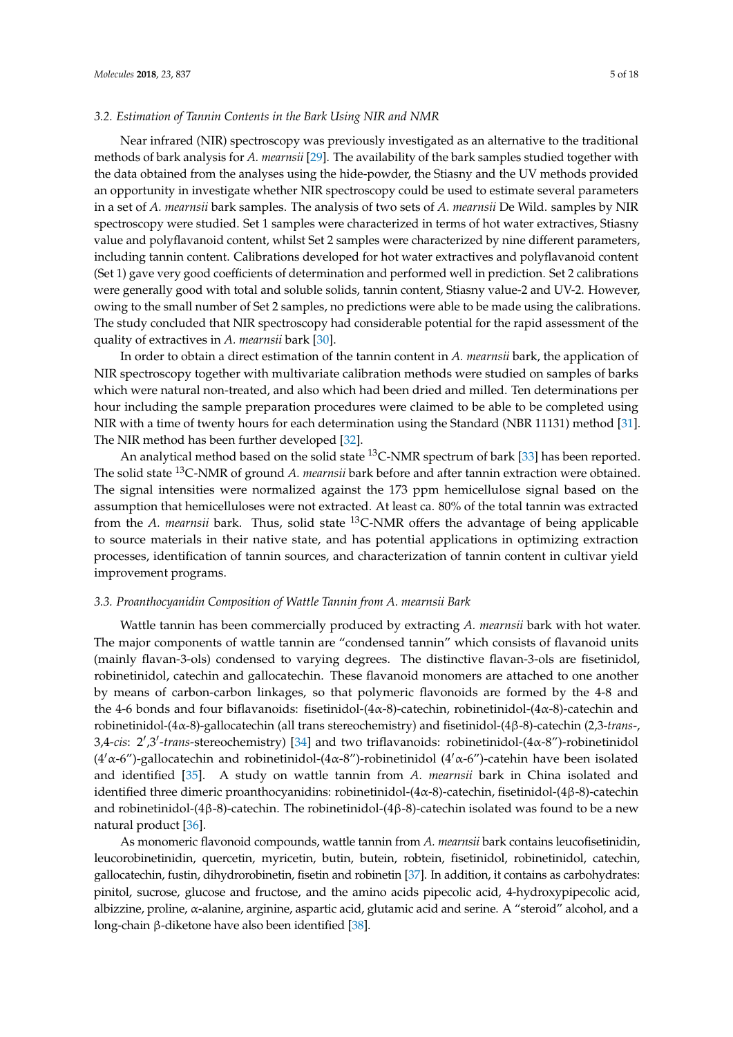### 3.2. Estimation of Tannin Contents in the Bark Using NIR and NMR

Near infrared (NIR) spectroscopy was previously investigated as an alternative to the traditional methods of bark analysis for *A. mearnsii* [29]. The availability of the bark samples studied together with the data obtained from the analyses using the hide-powder, the Stiasny and the UV methods provided an opportunity in investigate whether NIR spectroscopy could be used to estimate several parameters in a set of *A. mearnsii* bark samples. The analysis of two sets of *A. mearnsii* De Wild. samples by NIR spectroscopy were studied. Set 1 samples were characterized in terms of hot water extractives, Stiasny value and polyflavanoid content, whilst Set 2 samples were characterized by nine different parameters, including tannin content. Calibrations developed for hot water extractives and polyflavanoid content (Set 1) gave very good coefficients of determination and performed well in prediction. Set 2 calibrations were generally good with total and soluble solids, tannin content, Stiasny value-2 and UV-2. However, owing to the small number of Set 2 samples, no predictions were able to be made using the calibrations. The study concluded that NIR spectroscopy had considerable potential for the rapid assessment of the quality of extractives in *A. mearnsii* bark [30].

In order to obtain a direct estimation of the tannin content in *A. mearnsii* bark, the application of NIR spectroscopy together with multivariate calibration methods were studied on samples of barks which were natural non-treated, and also which had been dried and milled. Ten determinations per hour including the sample preparation procedures were claimed to be able to be completed using NIR with a time of twenty hours for each determination using the Standard (NBR 11131) method [31]. The NIR method has been further developed [32].

An analytical method based on the solid state $^{13}C$-NMR spectrum of bark [33] has been reported. The solid state $^{13}C$-NMR of ground *A. mearnsii* bark before and after tannin extraction were obtained. The signal intensities were normalized against the 173 ppm hemicellulose signal based on the assumption that hemicelluloses were not extracted. At least ca. 80% of the total tannin was extracted from the *A. mearnsii* bark. Thus, solid state $^{13}C$-NMR offers the advantage of being applicable to source materials in their native state, and has potential applications in optimizing extraction processes, identification of tannin sources, and characterization of tannin content in cultivar yield improvement programs.

### 3.3. Proanthocyanidin Composition of Wattle Tannin from A. mearnsii Bark

Wattle tannin has been commercially produced by extracting *A. mearnsii* bark with hot water. The major components of wattle tannin are "condensed tannin" which consists of flavanoid units (mainly flavan-3-ols) condensed to varying degrees. The distinctive flavan-3-ols are fisetinidol, robinetinidol, catechin and gallocatechin. These flavanoid monomers are attached to one another by means of carbon-carbon linkages, so that polymeric flavonoids are formed by the 4-8 and the 4-6 bonds and four biflavanoids: fisetinidol-(4α-8)-catechin, robinetinidol-(4α-8)-catechin and robinetinidol-(4α-8)-gallocatechin (all trans stereochemistry) and fisetinidol-(4β-8)-catechin (2,3-*trans*-, 3,4-*cis*: 2′,3′-*trans*-stereochemistry) [34] and two triflavanoids: robinetinidol-(4α-8″)-robinetinidol (4′α-6″)-gallocatechin and robinetinidol-(4α-8″)-robinetinidol (4′α-6″)-catehin have been isolated and identified [35]. A study on wattle tannin from *A. mearnsii* bark in China isolated and identified three dimeric proanthocyanidins: robinetinidol-(4α-8)-catechin, fisetinidol-(4β-8)-catechin and robinetinidol-(4β-8)-catechin. The robinetinidol-(4β-8)-catechin isolated was found to be a new natural product [36].

As monomeric flavonoid compounds, wattle tannin from *A. mearnsii* bark contains leucofisetinidin, leucorobinetinidin, quercetin, myricetin, butin, butein, robtein, fisetinidol, robinetinidol, catechin, gallocatechin, fustin, dihydrorobinetin, fisetin and robinetin [37]. In addition, it contains as carbohydrates: pinitol, sucrose, glucose and fructose, and the amino acids pipecolic acid, 4-hydroxypipecolic acid, albizzine, proline, α-alanine, arginine, aspartic acid, glutamic acid and serine. A "steroid" alcohol, and a long-chain β-diketone have also been identified [38].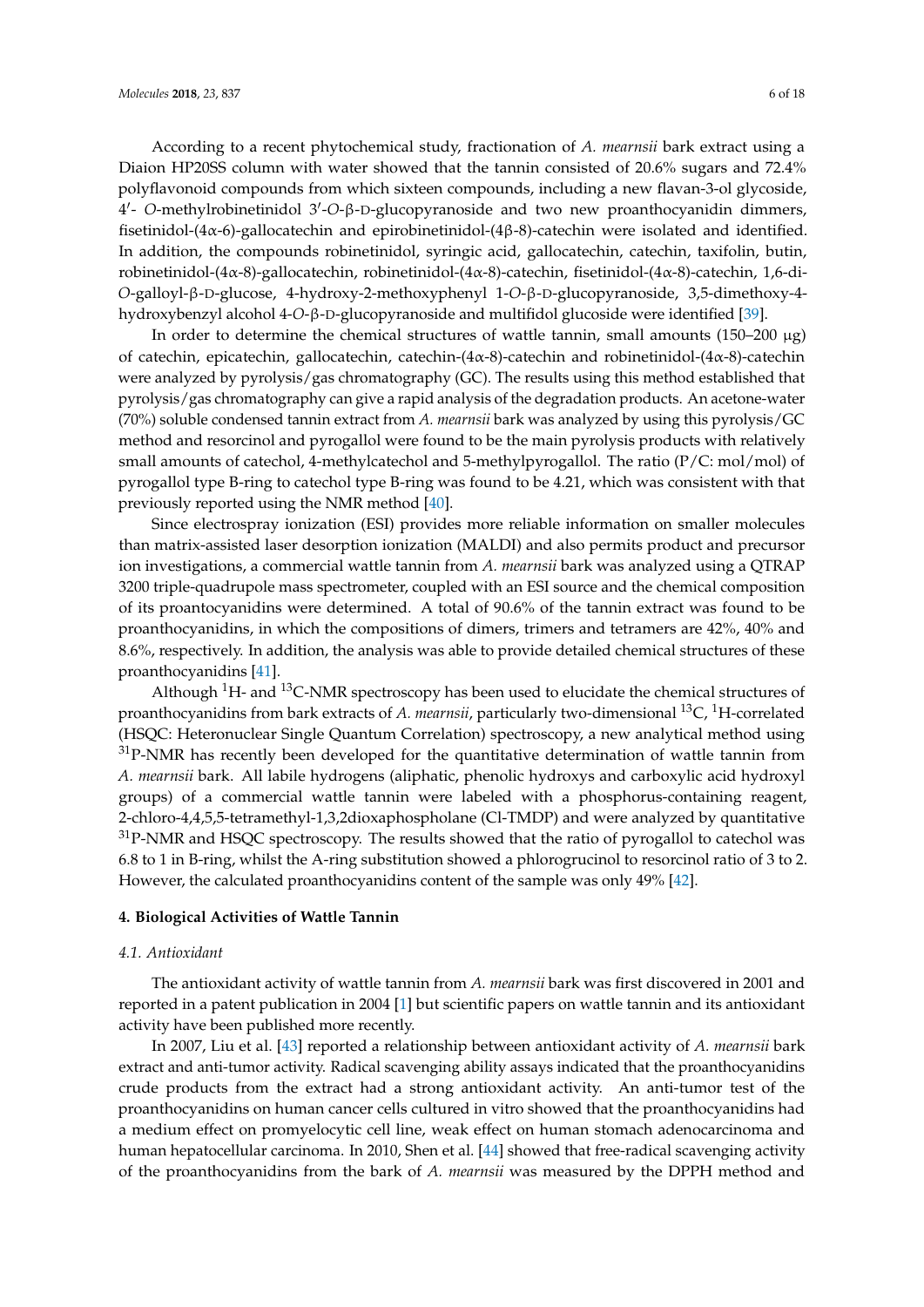According to a recent phytochemical study, fractionation of *A. mearnsii* bark extract using a Diaion HP20SS column with water showed that the tannin consisted of 20.6% sugars and 72.4% polyflavonoid compounds from which sixteen compounds, including a new flavan-3-ol glycoside, 4′- *O*-methylrobinetinidol 3′-*O*-β-D-glucopyranoside and two new proanthocyanidin dimmers, fisetinidol-(4α-6)-gallocatechin and epirobinetinidol-(4β-8)-catechin were isolated and identified. In addition, the compounds robinetinidol, syringic acid, gallocatechin, catechin, taxifolin, butin, robinetinidol-(4α-8)-gallocatechin, robinetinidol-(4α-8)-catechin, fisetinidol-(4α-8)-catechin, 1,6-di-*O*-galloyl-β-D-glucose, 4-hydroxy-2-methoxyphenyl 1-*O*-β-D-glucopyranoside, 3,5-dimethoxy-4-hydroxybenzyl alcohol 4-*O*-β-D-glucopyranoside and multifidol glucoside were identified [39].

In order to determine the chemical structures of wattle tannin, small amounts (150–200 μg) of catechin, epicatechin, gallocatechin, catechin-(4α-8)-catechin and robinetinidol-(4α-8)-catechin were analyzed by pyrolysis/gas chromatography (GC). The results using this method established that pyrolysis/gas chromatography can give a rapid analysis of the degradation products. An acetone-water (70%) soluble condensed tannin extract from *A. mearnsii* bark was analyzed by using this pyrolysis/GC method and resorcinol and pyrogallol were found to be the main pyrolysis products with relatively small amounts of catechol, 4-methylcatechol and 5-methylpyrogallol. The ratio (P/C: mol/mol) of pyrogallol type B-ring to catechol type B-ring was found to be 4.21, which was consistent with that previously reported using the NMR method [40].

Since electrospray ionization (ESI) provides more reliable information on smaller molecules than matrix-assisted laser desorption ionization (MALDI) and also permits product and precursor ion investigations, a commercial wattle tannin from *A. mearnsii* bark was analyzed using a QTRAP 3200 triple-quadrupole mass spectrometer, coupled with an ESI source and the chemical composition of its proantocyanidins were determined. A total of 90.6% of the tannin extract was found to be proanthocyanidins, in which the compositions of dimers, trimers and tetramers are 42%, 40% and 8.6%, respectively. In addition, the analysis was able to provide detailed chemical structures of these proanthocyanidins [41].

Although $^{1}$H- and $^{13}$C-NMR spectroscopy has been used to elucidate the chemical structures of proanthocyanidins from bark extracts of *A. mearnsii*, particularly two-dimensional $^{13}$C, $^{1}$H-correlated (HSQC: Heteronuclear Single Quantum Correlation) spectroscopy, a new analytical method using $^{31}$P-NMR has recently been developed for the quantitative determination of wattle tannin from *A. mearnsii* bark. All labile hydrogens (aliphatic, phenolic hydroxys and carboxylic acid hydroxyl groups) of a commercial wattle tannin were labeled with a phosphorus-containing reagent, 2-chloro-4,4,5,5-tetramethyl-1,3,2dioxaphospholane (Cl-TMDP) and were analyzed by quantitative $^{31}$P-NMR and HSQC spectroscopy. The results showed that the ratio of pyrogallol to catechol was 6.8 to 1 in B-ring, whilst the A-ring substitution showed a phlorogrucinol to resorcinol ratio of 3 to 2. However, the calculated proanthocyanidins content of the sample was only 49% [42].

## 4. Biological Activities of Wattle Tannin

### *4.1. Antioxidant*

The antioxidant activity of wattle tannin from *A. mearnsii* bark was first discovered in 2001 and reported in a patent publication in 2004 [1] but scientific papers on wattle tannin and its antioxidant activity have been published more recently.

In 2007, Liu et al. [43] reported a relationship between antioxidant activity of *A. mearnsii* bark extract and anti-tumor activity. Radical scavenging ability assays indicated that the proanthocyanidins crude products from the extract had a strong antioxidant activity. An anti-tumor test of the proanthocyanidins on human cancer cells cultured in vitro showed that the proanthocyanidins had a medium effect on promyelocytic cell line, weak effect on human stomach adenocarcinoma and human hepatocellular carcinoma. In 2010, Shen et al. [44] showed that free-radical scavenging activity of the proanthocyanidins from the bark of *A. mearnsii* was measured by the DPPH method and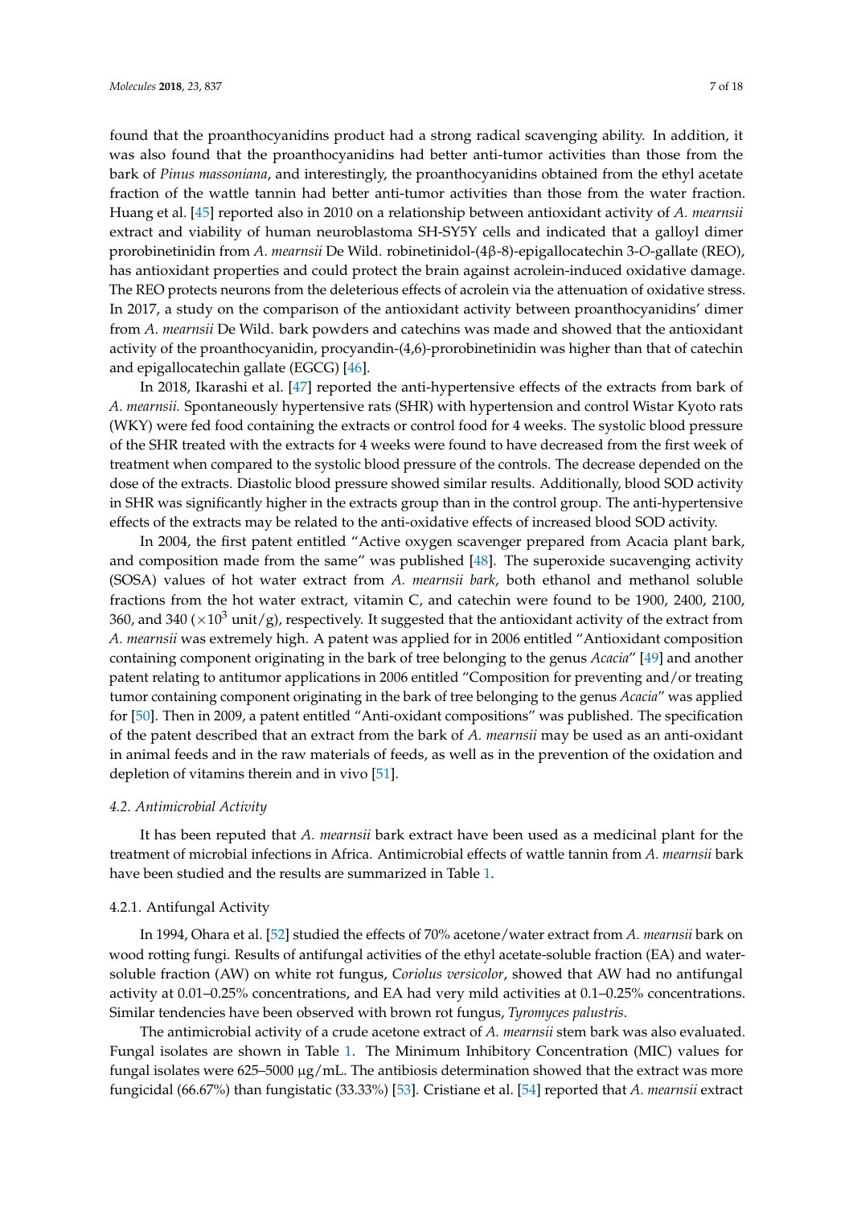found that the proanthocyanidins product had a strong radical scavenging ability. In addition, it was also found that the proanthocyanidins had better anti-tumor activities than those from the bark of *Pinus massoniana*, and interestingly, the proanthocyanidins obtained from the ethyl acetate fraction of the wattle tannin had better anti-tumor activities than those from the water fraction. Huang et al. [45] reported also in 2010 on a relationship between antioxidant activity of *A. mearnsii* extract and viability of human neuroblastoma SH-SY5Y cells and indicated that a galloyl dimer prorobinetinidin from *A. mearnsii* De Wild. robinetinidol-(4β-8)-epigallocatechin 3-*O*-gallate (REO), has antioxidant properties and could protect the brain against acrolein-induced oxidative damage. The REO protects neurons from the deleterious effects of acrolein via the attenuation of oxidative stress. In 2017, a study on the comparison of the antioxidant activity between proanthocyanidins' dimer from *A. mearnsii* De Wild. bark powders and catechins was made and showed that the antioxidant activity of the proanthocyanidin, procyandin-(4,6)-prorobinetinidin was higher than that of catechin and epigallocatechin gallate (EGCG) [46].

In 2018, Ikarashi et al. [47] reported the anti-hypertensive effects of the extracts from bark of *A. mearnsii.* Spontaneously hypertensive rats (SHR) with hypertension and control Wistar Kyoto rats (WKY) were fed food containing the extracts or control food for 4 weeks. The systolic blood pressure of the SHR treated with the extracts for 4 weeks were found to have decreased from the first week of treatment when compared to the systolic blood pressure of the controls. The decrease depended on the dose of the extracts. Diastolic blood pressure showed similar results. Additionally, blood SOD activity in SHR was significantly higher in the extracts group than in the control group. The anti-hypertensive effects of the extracts may be related to the anti-oxidative effects of increased blood SOD activity.

In 2004, the first patent entitled "Active oxygen scavenger prepared from Acacia plant bark, and composition made from the same" was published [48]. The superoxide sucavenging activity (SOSA) values of hot water extract from *A. mearnsii bark*, both ethanol and methanol soluble fractions from the hot water extract, vitamin C, and catechin were found to be 1900, 2400, 2100, 360, and 340 ($\times 10^3$ unit/g), respectively. It suggested that the antioxidant activity of the extract from *A. mearnsii* was extremely high. A patent was applied for in 2006 entitled "Antioxidant composition containing component originating in the bark of tree belonging to the genus *Acacia*" [49] and another patent relating to antitumor applications in 2006 entitled "Composition for preventing and/or treating tumor containing component originating in the bark of tree belonging to the genus *Acacia*" was applied for [50]. Then in 2009, a patent entitled "Anti-oxidant compositions" was published. The specification of the patent described that an extract from the bark of *A. mearnsii* may be used as an anti-oxidant in animal feeds and in the raw materials of feeds, as well as in the prevention of the oxidation and depletion of vitamins therein and in vivo [51].

### *4.2. Antimicrobial Activity*

It has been reputed that *A. mearnsii* bark extract have been used as a medicinal plant for the treatment of microbial infections in Africa. Antimicrobial effects of wattle tannin from *A. mearnsii* bark have been studied and the results are summarized in Table 1.

#### 4.2.1. Antifungal Activity

In 1994, Ohara et al. [52] studied the effects of 70% acetone/water extract from *A. mearnsii* bark on wood rotting fungi. Results of antifungal activities of the ethyl acetate-soluble fraction (EA) and water-soluble fraction (AW) on white rot fungus, *Coriolus versicolor*, showed that AW had no antifungal activity at 0.01–0.25% concentrations, and EA had very mild activities at 0.1–0.25% concentrations. Similar tendencies have been observed with brown rot fungus, *Tyromyces palustris*.

The antimicrobial activity of a crude acetone extract of *A. mearnsii* stem bark was also evaluated. Fungal isolates are shown in Table 1. The Minimum Inhibitory Concentration (MIC) values for fungal isolates were 625–5000 μg/mL. The antibiosis determination showed that the extract was more fungicidal (66.67%) than fungistatic (33.33%) [53]. Cristiane et al. [54] reported that *A. mearnsii* extract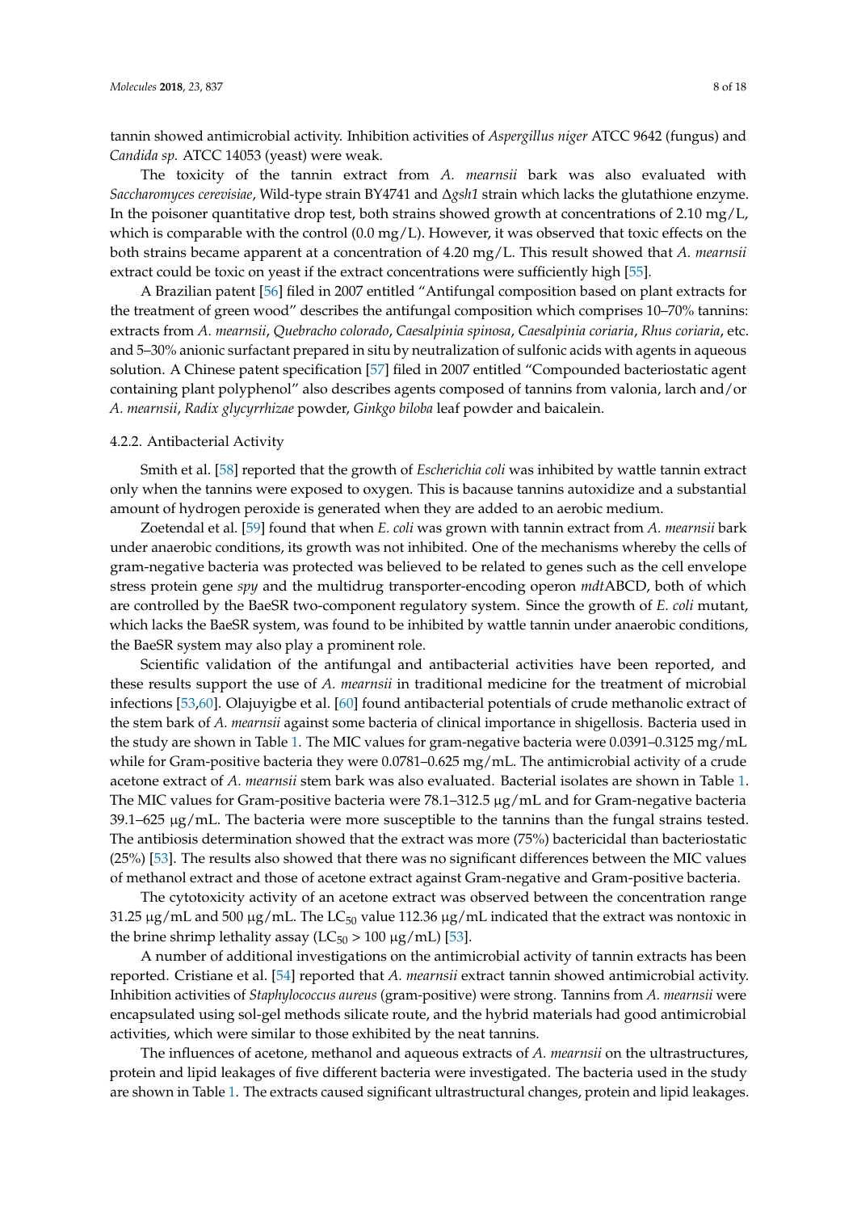tannin showed antimicrobial activity. Inhibition activities of *Aspergillus niger* ATCC 9642 (fungus) and *Candida sp.* ATCC 14053 (yeast) were weak.

The toxicity of the tannin extract from *A. mearnsii* bark was also evaluated with *Saccharomyces cerevisiae*, Wild-type strain BY4741 and Δ*gsh1* strain which lacks the glutathione enzyme. In the poisoner quantitative drop test, both strains showed growth at concentrations of 2.10 mg/L, which is comparable with the control (0.0 mg/L). However, it was observed that toxic effects on the both strains became apparent at a concentration of 4.20 mg/L. This result showed that *A. mearnsii* extract could be toxic on yeast if the extract concentrations were sufficiently high [55].

A Brazilian patent [56] filed in 2007 entitled "Antifungal composition based on plant extracts for the treatment of green wood" describes the antifungal composition which comprises 10–70% tannins: extracts from *A. mearnsii*, *Quebracho colorado*, *Caesalpinia spinosa*, *Caesalpinia coriaria*, *Rhus coriaria*, etc. and 5–30% anionic surfactant prepared in situ by neutralization of sulfonic acids with agents in aqueous solution. A Chinese patent specification [57] filed in 2007 entitled "Compounded bacteriostatic agent containing plant polyphenol" also describes agents composed of tannins from valonia, larch and/or *A. mearnsii*, *Radix glycyrrhizae* powder, *Ginkgo biloba* leaf powder and baicalein.

#### 4.2.2. Antibacterial Activity

Smith et al. [58] reported that the growth of *Escherichia coli* was inhibited by wattle tannin extract only when the tannins were exposed to oxygen. This is bacause tannins autoxidize and a substantial amount of hydrogen peroxide is generated when they are added to an aerobic medium.

Zoetendal et al. [59] found that when *E. coli* was grown with tannin extract from *A. mearnsii* bark under anaerobic conditions, its growth was not inhibited. One of the mechanisms whereby the cells of gram-negative bacteria was protected was believed to be related to genes such as the cell envelope stress protein gene *spy* and the multidrug transporter-encoding operon *mdt*ABCD, both of which are controlled by the BaeSR two-component regulatory system. Since the growth of *E. coli* mutant, which lacks the BaeSR system, was found to be inhibited by wattle tannin under anaerobic conditions, the BaeSR system may also play a prominent role.

Scientific validation of the antifungal and antibacterial activities have been reported, and these results support the use of *A. mearnsii* in traditional medicine for the treatment of microbial infections [53,60]. Olajuyigbe et al. [60] found antibacterial potentials of crude methanolic extract of the stem bark of *A. mearnsii* against some bacteria of clinical importance in shigellosis. Bacteria used in the study are shown in Table 1. The MIC values for gram-negative bacteria were 0.0391–0.3125 mg/mL while for Gram-positive bacteria they were 0.0781–0.625 mg/mL. The antimicrobial activity of a crude acetone extract of *A. mearnsii* stem bark was also evaluated. Bacterial isolates are shown in Table 1. The MIC values for Gram-positive bacteria were 78.1–312.5 μg/mL and for Gram-negative bacteria 39.1–625 μg/mL. The bacteria were more susceptible to the tannins than the fungal strains tested. The antibiosis determination showed that the extract was more (75%) bactericidal than bacteriostatic (25%) [53]. The results also showed that there was no significant differences between the MIC values of methanol extract and those of acetone extract against Gram-negative and Gram-positive bacteria.

The cytotoxicity activity of an acetone extract was observed between the concentration range 31.25 μg/mL and 500 μg/mL. The $LC_{50}$ value 112.36 μg/mL indicated that the extract was nontoxic in the brine shrimp lethality assay ($LC_{50} > 100$ μg/mL) [53].

A number of additional investigations on the antimicrobial activity of tannin extracts has been reported. Cristiane et al. [54] reported that *A. mearnsii* extract tannin showed antimicrobial activity. Inhibition activities of *Staphylococcus aureus* (gram-positive) were strong. Tannins from *A. mearnsii* were encapsulated using sol-gel methods silicate route, and the hybrid materials had good antimicrobial activities, which were similar to those exhibited by the neat tannins.

The influences of acetone, methanol and aqueous extracts of *A. mearnsii* on the ultrastructures, protein and lipid leakages of five different bacteria were investigated. The bacteria used in the study are shown in Table 1. The extracts caused significant ultrastructural changes, protein and lipid leakages.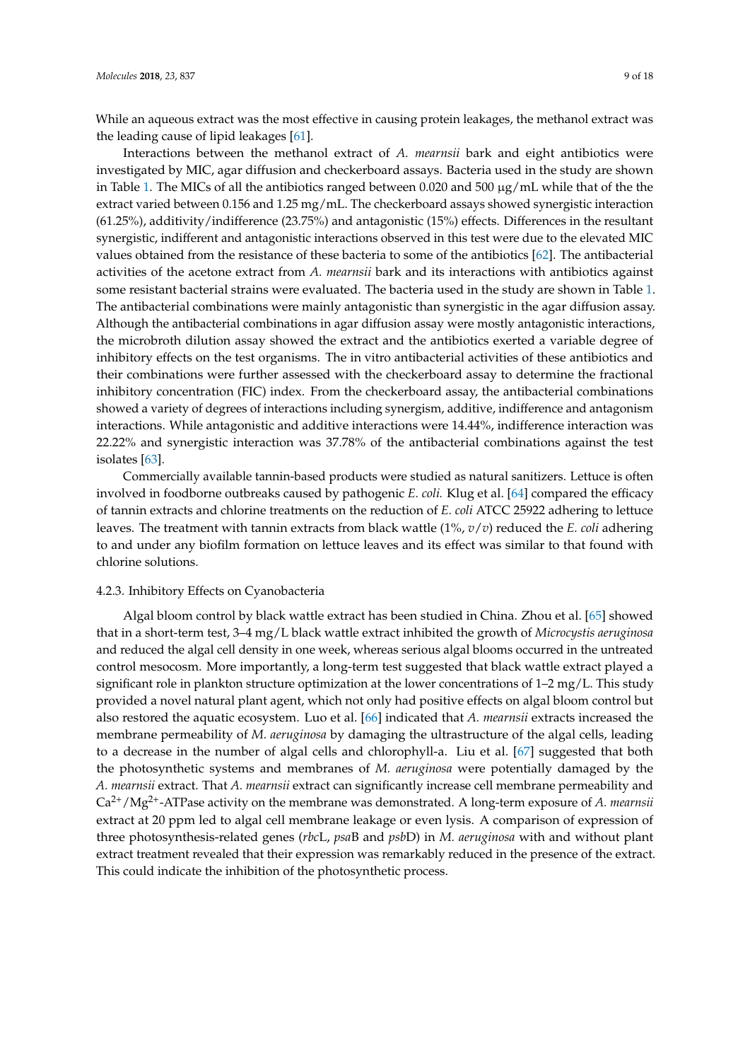While an aqueous extract was the most effective in causing protein leakages, the methanol extract was the leading cause of lipid leakages [61].

Interactions between the methanol extract of *A. mearnsii* bark and eight antibiotics were investigated by MIC, agar diffusion and checkerboard assays. Bacteria used in the study are shown in Table 1. The MICs of all the antibiotics ranged between 0.020 and 500 μg/mL while that of the the extract varied between 0.156 and 1.25 mg/mL. The checkerboard assays showed synergistic interaction (61.25%), additivity/indifference (23.75%) and antagonistic (15%) effects. Differences in the resultant synergistic, indifferent and antagonistic interactions observed in this test were due to the elevated MIC values obtained from the resistance of these bacteria to some of the antibiotics [62]. The antibacterial activities of the acetone extract from *A. mearnsii* bark and its interactions with antibiotics against some resistant bacterial strains were evaluated. The bacteria used in the study are shown in Table 1. The antibacterial combinations were mainly antagonistic than synergistic in the agar diffusion assay. Although the antibacterial combinations in agar diffusion assay were mostly antagonistic interactions, the microbroth dilution assay showed the extract and the antibiotics exerted a variable degree of inhibitory effects on the test organisms. The in vitro antibacterial activities of these antibiotics and their combinations were further assessed with the checkerboard assay to determine the fractional inhibitory concentration (FIC) index. From the checkerboard assay, the antibacterial combinations showed a variety of degrees of interactions including synergism, additive, indifference and antagonism interactions. While antagonistic and additive interactions were 14.44%, indifference interaction was 22.22% and synergistic interaction was 37.78% of the antibacterial combinations against the test isolates [63].

Commercially available tannin-based products were studied as natural sanitizers. Lettuce is often involved in foodborne outbreaks caused by pathogenic *E. coli.* Klug et al. [64] compared the efficacy of tannin extracts and chlorine treatments on the reduction of *E. coli* ATCC 25922 adhering to lettuce leaves. The treatment with tannin extracts from black wattle (1%, *v*/*v*) reduced the *E. coli* adhering to and under any biofilm formation on lettuce leaves and its effect was similar to that found with chlorine solutions.

#### 4.2.3. Inhibitory Effects on Cyanobacteria

Algal bloom control by black wattle extract has been studied in China. Zhou et al. [65] showed that in a short-term test, 3–4 mg/L black wattle extract inhibited the growth of *Microcystis aeruginosa* and reduced the algal cell density in one week, whereas serious algal blooms occurred in the untreated control mesocosm. More importantly, a long-term test suggested that black wattle extract played a significant role in plankton structure optimization at the lower concentrations of 1–2 mg/L. This study provided a novel natural plant agent, which not only had positive effects on algal bloom control but also restored the aquatic ecosystem. Luo et al. [66] indicated that *A. mearnsii* extracts increased the membrane permeability of *M. aeruginosa* by damaging the ultrastructure of the algal cells, leading to a decrease in the number of algal cells and chlorophyll-a. Liu et al. [67] suggested that both the photosynthetic systems and membranes of *M. aeruginosa* were potentially damaged by the *A. mearnsii* extract. That *A. mearnsii* extract can significantly increase cell membrane permeability and $Ca^{2+}$/$Mg^{2+}$-ATPase activity on the membrane was demonstrated. A long-term exposure of *A. mearnsii* extract at 20 ppm led to algal cell membrane leakage or even lysis. A comparison of expression of three photosynthesis-related genes (*rbc*L, *psa*B and *psb*D) in *M. aeruginosa* with and without plant extract treatment revealed that their expression was remarkably reduced in the presence of the extract. This could indicate the inhibition of the photosynthetic process.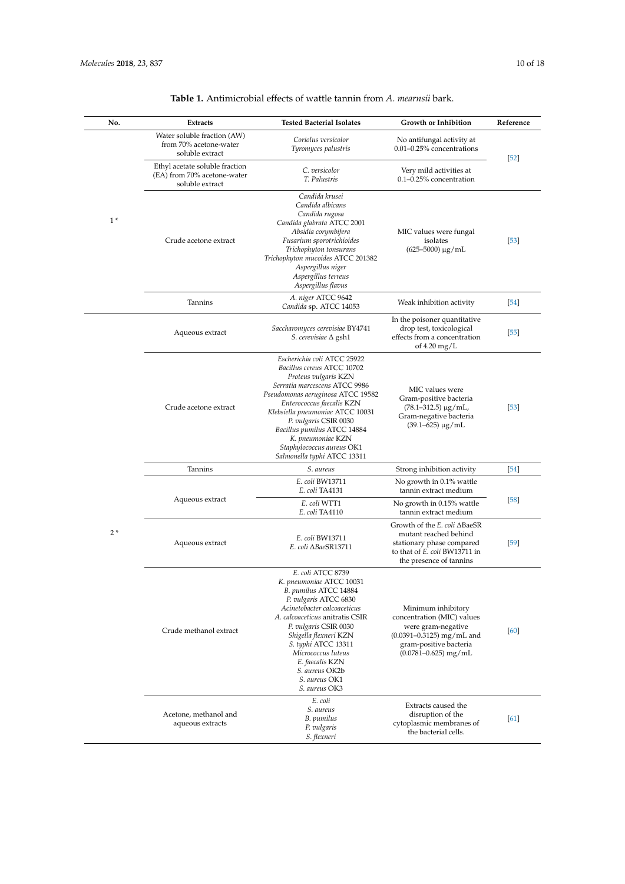**Table 1.** Antimicrobial effects of wattle tannin from *A. mearnsii* bark.

| No. | Extracts | Tested Bacterial Isolates | Growth or Inhibition | Reference |
|---|---|---|---|---|
| 1 * | Water soluble fraction (AW) from 70% acetone-water soluble extract | *Coriolus versicolor* *Tyromyces palustris* | No antifungal activity at 0.01–0.25% concentrations | [52] |
| | Ethyl acetate soluble fraction (EA) from 70% acetone-water soluble extract | *C. versicolor* *T. Palustris* | Very mild activities at 0.1–0.25% concentration | |
| | Crude acetone extract | *Candida krusei* *Candida albicans* *Candida rugosa* *Candida glabrata* ATCC 2001 *Absidia corymbifera* *Fusarium sporotrichioides* *Trichophyton tonsurans* *Trichophyton mucoides* ATCC 201382 *Aspergillus niger* *Aspergillus terreus* *Aspergillus flavus* | MIC values were fungal isolates (625–5000) μg/mL | [53] |
| | Tannins | *A. niger* ATCC 9642 *Candida* sp. ATCC 14053 | Weak inhibition activity | [54] |
| 2 * | Aqueous extract | *Saccharomyces cerevisiae* BY4741 *S. cerevisiae* Δ gsh1 | In the poisoner quantitative drop test, toxicological effects from a concentration of 4.20 mg/L | [55] |
| | Crude acetone extract | *Escherichia coli* ATCC 25922 *Bacillus cereus* ATCC 10702 *Proteus vulgaris* KZN *Serratia marcescens* ATCC 9986 *Pseudomonas aeruginosa* ATCC 19582 *Enterococcus faecalis* KZN *Klebsiella pneumoniae* ATCC 10031 *P. vulgaris* CSIR 0030 *Bacillus pumilus* ATCC 14884 *K. pneumoniae* KZN *Staphylococcus aureus* OK1 *Salmonella typhi* ATCC 13311 | MIC values were Gram-positive bacteria (78.1–312.5) μg/mL, Gram-negative bacteria (39.1–625) μg/mL | [53] |
| | Tannins | *S. aureus* | Strong inhibition activity | [54] |
| | Aqueous extract | *E. coli* BW13711 *E. coli* TA4131 | No growth in 0.1% wattle tannin extract medium | [58] |
| | | *E. coli* WTT1 *E. coli* TA4110 | No growth in 0.15% wattle tannin extract medium | |
| | Aqueous extract | *E. coli* BW13711 *E. coli* Δ*Bae*SR13711 | Growth of the *E. coli* ΔBaeSR mutant reached behind stationary phase compared to that of *E. coli* BW13711 in the presence of tannins | [59] |
| | Crude methanol extract | *E. coli* ATCC 8739 *K. pneumoniae* ATCC 10031 *B. pumilus* ATCC 14884 *P. vulgaris* ATCC 6830 *Acinetobacter calcoaceticus* *A. calcoaceticus* anitratis CSIR *P. vulgaris* CSIR 0030 *Shigella flexneri* KZN *S. typhi* ATCC 13311 *Micrococcus luteus* *E. faecalis* KZN *S. aureus* OK2b *S. aureus* OK1 *S. aureus* OK3 | Minimum inhibitory concentration (MIC) values were gram-negative (0.0391–0.3125) mg/mL and gram-positive bacteria (0.0781–0.625) mg/mL | [60] |
| | Acetone, methanol and aqueous extracts | *E. coli* *S. aureus* *B. pumilus* *P. vulgaris* *S. flexneri* | Extracts caused the disruption of the cytoplasmic membranes of the bacterial cells. | [61] |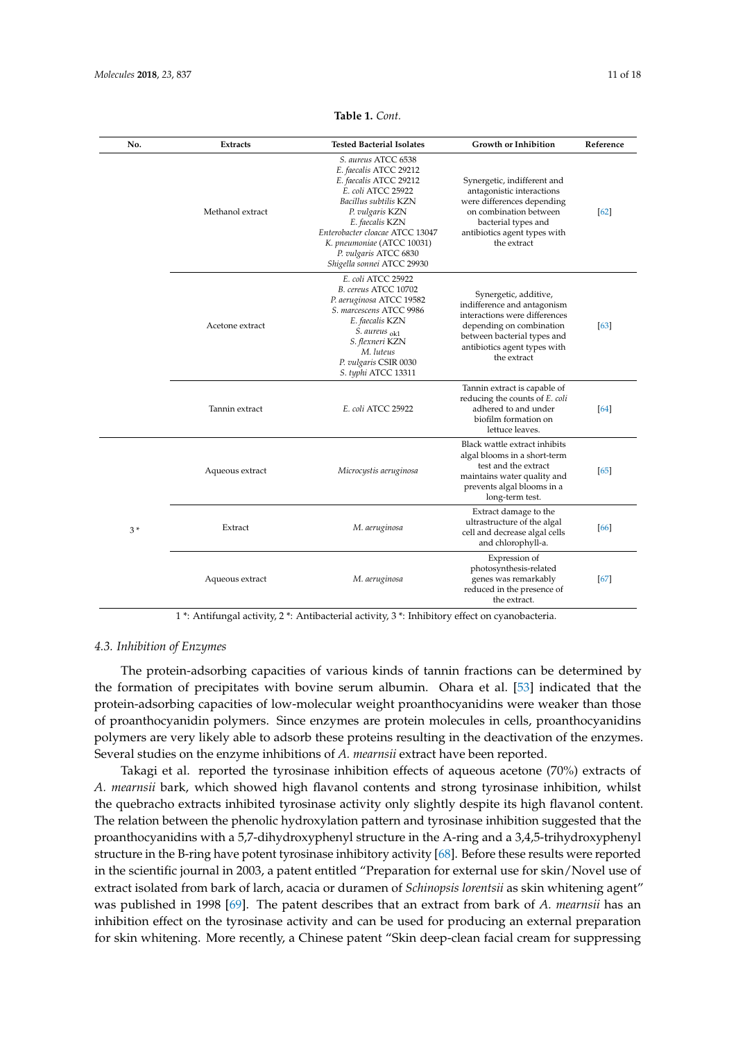**Table 1.** *Cont.*

| No. | Extracts | Tested Bacterial Isolates | Growth or Inhibition | Reference |
|---|---|---|---|---|
| | Methanol extract | *S. aureus* ATCC 6538<br>*E. faecalis* ATCC 29212<br>*E. faecalis* ATCC 29212<br>*E. coli* ATCC 25922<br>*Bacillus subtilis* KZN<br>*P. vulgaris* KZN<br>*E. faecalis* KZN<br>*Enterobacter cloacae* ATCC 13047<br>*K. pneumoniae* (ATCC 10031)<br>*P. vulgaris* ATCC 6830<br>*Shigella sonnei* ATCC 29930 | Synergetic, indifferent and antagonistic interactions were differences depending on combination between bacterial types and antibiotics agent types with the extract | [62] |
| | Acetone extract | *E. coli* ATCC 25922<br>*B. cereus* ATCC 10702<br>*P. aeruginosa* ATCC 19582<br>*S. marcescens* ATCC 9986<br>*E. faecalis* KZN<br>*S. aureus* $_{ok1}$<br>*S. flexneri* KZN<br>*M. luteus*<br>*P. vulgaris* CSIR 0030<br>*S. typhi* ATCC 13311 | Synergetic, additive, indifference and antagonism interactions were differences depending on combination between bacterial types and antibiotics agent types with the extract | [63] |
| | Tannin extract | *E. coli* ATCC 25922 | Tannin extract is capable of reducing the counts of *E. coli* adhered to and under biofilm formation on lettuce leaves. | [64] |
| 3 * | Aqueous extract | *Microcystis aeruginosa* | Black wattle extract inhibits algal blooms in a short-term test and the extract maintains water quality and prevents algal blooms in a long-term test. | [65] |
| | Extract | *M. aeruginosa* | Extract damage to the ultrastructure of the algal cell and decrease algal cells and chlorophyll-a. | [66] |
| | Aqueous extract | *M. aeruginosa* | Expression of photosynthesis-related genes was remarkably reduced in the presence of the extract. | [67] |

1 *: Antifungal activity, 2 *: Antibacterial activity, 3 *: Inhibitory effect on cyanobacteria.

### 4.3. Inhibition of Enzymes

The protein-adsorbing capacities of various kinds of tannin fractions can be determined by the formation of precipitates with bovine serum albumin. Ohara et al. [53] indicated that the protein-adsorbing capacities of low-molecular weight proanthocyanidins were weaker than those of proanthocyanidin polymers. Since enzymes are protein molecules in cells, proanthocyanidins polymers are very likely able to adsorb these proteins resulting in the deactivation of the enzymes. Several studies on the enzyme inhibitions of *A. mearnsii* extract have been reported.

Takagi et al. reported the tyrosinase inhibition effects of aqueous acetone (70%) extracts of *A. mearnsii* bark, which showed high flavanol contents and strong tyrosinase inhibition, whilst the quebracho extracts inhibited tyrosinase activity only slightly despite its high flavanol content. The relation between the phenolic hydroxylation pattern and tyrosinase inhibition suggested that the proanthocyanidins with a 5,7-dihydroxyphenyl structure in the A-ring and a 3,4,5-trihydroxyphenyl structure in the B-ring have potent tyrosinase inhibitory activity [68]. Before these results were reported in the scientific journal in 2003, a patent entitled "Preparation for external use for skin/Novel use of extract isolated from bark of larch, acacia or duramen of *Schinopsis lorentsii* as skin whitening agent" was published in 1998 [69]. The patent describes that an extract from bark of *A. mearnsii* has an inhibition effect on the tyrosinase activity and can be used for producing an external preparation for skin whitening. More recently, a Chinese patent "Skin deep-clean facial cream for suppressing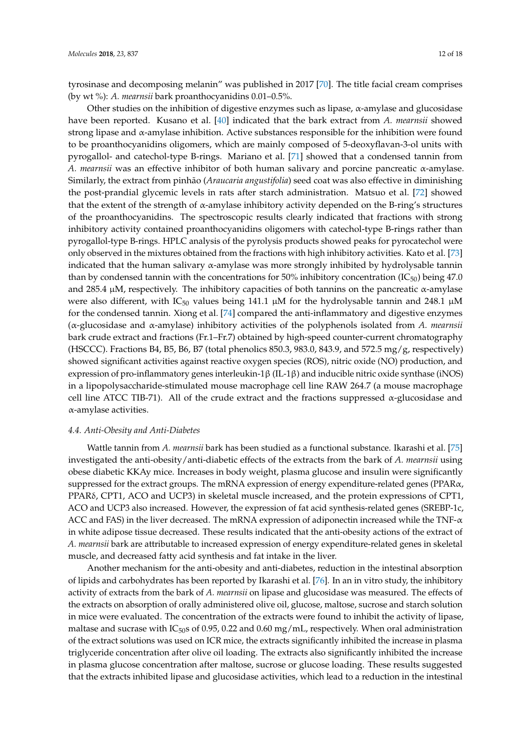tyrosinase and decomposing melanin" was published in 2017 [70]. The title facial cream comprises (by wt %): *A. mearnsii* bark proanthocyanidins 0.01–0.5%.

Other studies on the inhibition of digestive enzymes such as lipase, α-amylase and glucosidase have been reported. Kusano et al. [40] indicated that the bark extract from *A. mearnsii* showed strong lipase and α-amylase inhibition. Active substances responsible for the inhibition were found to be proanthocyanidins oligomers, which are mainly composed of 5-deoxyflavan-3-ol units with pyrogallol- and catechol-type B-rings. Mariano et al. [71] showed that a condensed tannin from *A. mearnsii* was an effective inhibitor of both human salivary and porcine pancreatic α-amylase. Similarly, the extract from pinhão (*Araucaria angustifolia*) seed coat was also effective in diminishing the post-prandial glycemic levels in rats after starch administration. Matsuo et al. [72] showed that the extent of the strength of α-amylase inhibitory activity depended on the B-ring's structures of the proanthocyanidins. The spectroscopic results clearly indicated that fractions with strong inhibitory activity contained proanthocyanidins oligomers with catechol-type B-rings rather than pyrogallol-type B-rings. HPLC analysis of the pyrolysis products showed peaks for pyrocatechol were only observed in the mixtures obtained from the fractions with high inhibitory activities. Kato et al. [73] indicated that the human salivary α-amylase was more strongly inhibited by hydrolysable tannin than by condensed tannin with the concentrations for 50% inhibitory concentration ($IC_{50}$) being 47.0 and 285.4 μM, respectively. The inhibitory capacities of both tannins on the pancreatic α-amylase were also different, with $IC_{50}$ values being 141.1 μM for the hydrolysable tannin and 248.1 μM for the condensed tannin. Xiong et al. [74] compared the anti-inflammatory and digestive enzymes (α-glucosidase and α-amylase) inhibitory activities of the polyphenols isolated from *A. mearnsii* bark crude extract and fractions (Fr.1–Fr.7) obtained by high-speed counter-current chromatography (HSCCC). Fractions B4, B5, B6, B7 (total phenolics 850.3, 983.0, 843.9, and 572.5 mg/g, respectively) showed significant activities against reactive oxygen species (ROS), nitric oxide (NO) production, and expression of pro-inflammatory genes interleukin-1β (IL-1β) and inducible nitric oxide synthase (iNOS) in a lipopolysaccharide-stimulated mouse macrophage cell line RAW 264.7 (a mouse macrophage cell line ATCC TIB-71). All of the crude extract and the fractions suppressed α-glucosidase and α-amylase activities.

### 4.4. Anti-Obesity and Anti-Diabetes

Wattle tannin from *A. mearnsii* bark has been studied as a functional substance. Ikarashi et al. [75] investigated the anti-obesity/anti-diabetic effects of the extracts from the bark of *A. mearnsii* using obese diabetic KKAy mice. Increases in body weight, plasma glucose and insulin were significantly suppressed for the extract groups. The mRNA expression of energy expenditure-related genes (PPARα, PPARδ, CPT1, ACO and UCP3) in skeletal muscle increased, and the protein expressions of CPT1, ACO and UCP3 also increased. However, the expression of fat acid synthesis-related genes (SREBP-1c, ACC and FAS) in the liver decreased. The mRNA expression of adiponectin increased while the TNF-α in white adipose tissue decreased. These results indicated that the anti-obesity actions of the extract of *A. mearnsii* bark are attributable to increased expression of energy expenditure-related genes in skeletal muscle, and decreased fatty acid synthesis and fat intake in the liver.

Another mechanism for the anti-obesity and anti-diabetes, reduction in the intestinal absorption of lipids and carbohydrates has been reported by Ikarashi et al. [76]. In an in vitro study, the inhibitory activity of extracts from the bark of *A. mearnsii* on lipase and glucosidase was measured. The effects of the extracts on absorption of orally administered olive oil, glucose, maltose, sucrose and starch solution in mice were evaluated. The concentration of the extracts were found to inhibit the activity of lipase, maltase and sucrase with $IC_{50}$s of 0.95, 0.22 and 0.60 mg/mL, respectively. When oral administration of the extract solutions was used on ICR mice, the extracts significantly inhibited the increase in plasma triglyceride concentration after olive oil loading. The extracts also significantly inhibited the increase in plasma glucose concentration after maltose, sucrose or glucose loading. These results suggested that the extracts inhibited lipase and glucosidase activities, which lead to a reduction in the intestinal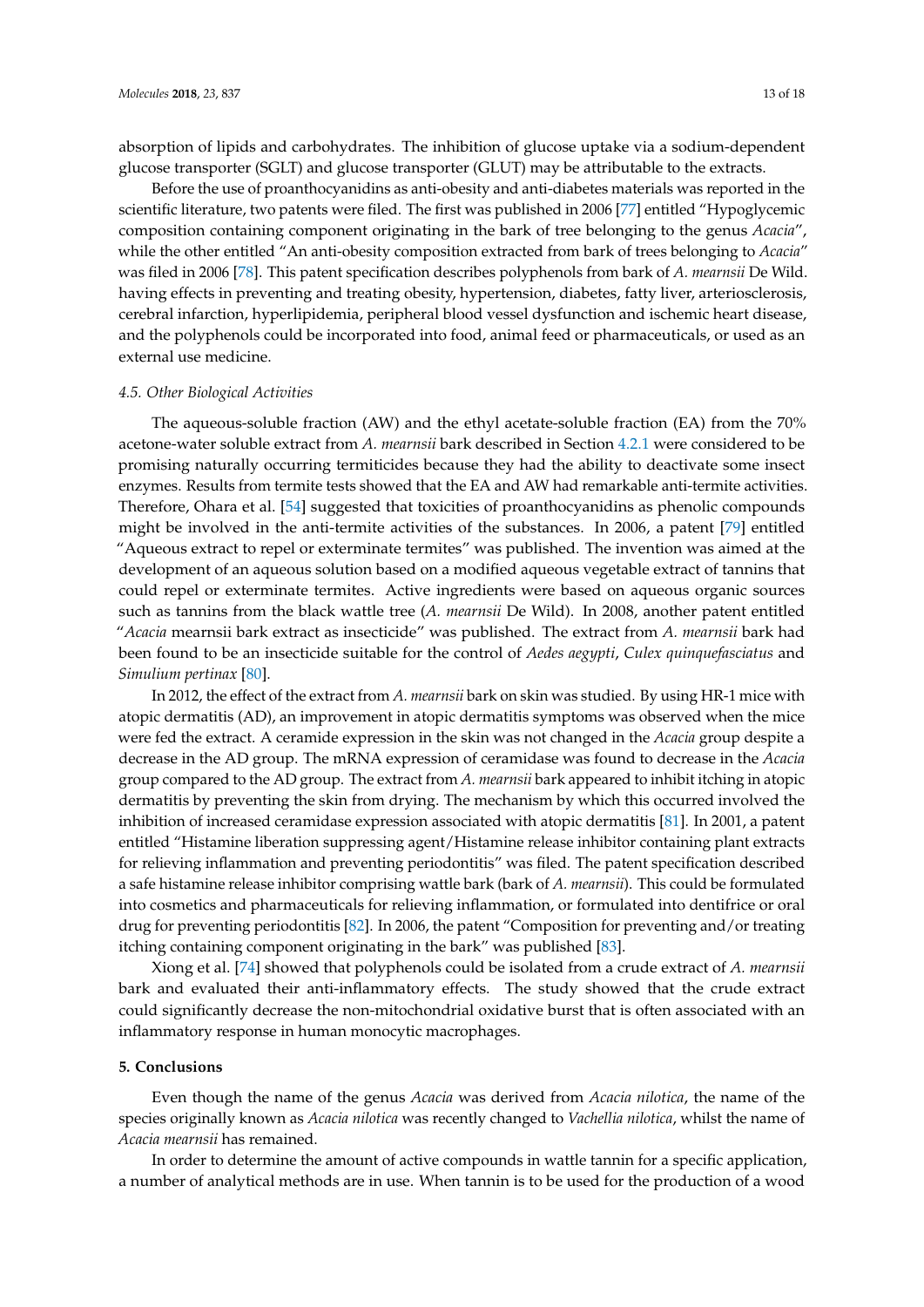absorption of lipids and carbohydrates. The inhibition of glucose uptake via a sodium-dependent glucose transporter (SGLT) and glucose transporter (GLUT) may be attributable to the extracts.

Before the use of proanthocyanidins as anti-obesity and anti-diabetes materials was reported in the scientific literature, two patents were filed. The first was published in 2006 [77] entitled "Hypoglycemic composition containing component originating in the bark of tree belonging to the genus *Acacia*", while the other entitled "An anti-obesity composition extracted from bark of trees belonging to *Acacia*" was filed in 2006 [78]. This patent specification describes polyphenols from bark of *A. mearnsii* De Wild. having effects in preventing and treating obesity, hypertension, diabetes, fatty liver, arteriosclerosis, cerebral infarction, hyperlipidemia, peripheral blood vessel dysfunction and ischemic heart disease, and the polyphenols could be incorporated into food, animal feed or pharmaceuticals, or used as an external use medicine.

### 4.5. Other Biological Activities

The aqueous-soluble fraction (AW) and the ethyl acetate-soluble fraction (EA) from the 70% acetone-water soluble extract from *A. mearnsii* bark described in Section 4.2.1 were considered to be promising naturally occurring termiticides because they had the ability to deactivate some insect enzymes. Results from termite tests showed that the EA and AW had remarkable anti-termite activities. Therefore, Ohara et al. [54] suggested that toxicities of proanthocyanidins as phenolic compounds might be involved in the anti-termite activities of the substances. In 2006, a patent [79] entitled "Aqueous extract to repel or exterminate termites" was published. The invention was aimed at the development of an aqueous solution based on a modified aqueous vegetable extract of tannins that could repel or exterminate termites. Active ingredients were based on aqueous organic sources such as tannins from the black wattle tree (*A. mearnsii* De Wild). In 2008, another patent entitled "*Acacia* mearnsii bark extract as insecticide" was published. The extract from *A. mearnsii* bark had been found to be an insecticide suitable for the control of *Aedes aegypti*, *Culex quinquefasciatus* and *Simulium pertinax* [80].

In 2012, the effect of the extract from *A. mearnsii* bark on skin was studied. By using HR-1 mice with atopic dermatitis (AD), an improvement in atopic dermatitis symptoms was observed when the mice were fed the extract. A ceramide expression in the skin was not changed in the *Acacia* group despite a decrease in the AD group. The mRNA expression of ceramidase was found to decrease in the *Acacia* group compared to the AD group. The extract from *A. mearnsii* bark appeared to inhibit itching in atopic dermatitis by preventing the skin from drying. The mechanism by which this occurred involved the inhibition of increased ceramidase expression associated with atopic dermatitis [81]. In 2001, a patent entitled "Histamine liberation suppressing agent/Histamine release inhibitor containing plant extracts for relieving inflammation and preventing periodontitis" was filed. The patent specification described a safe histamine release inhibitor comprising wattle bark (bark of *A. mearnsii*). This could be formulated into cosmetics and pharmaceuticals for relieving inflammation, or formulated into dentifrice or oral drug for preventing periodontitis [82]. In 2006, the patent "Composition for preventing and/or treating itching containing component originating in the bark" was published [83].

Xiong et al. [74] showed that polyphenols could be isolated from a crude extract of *A. mearnsii* bark and evaluated their anti-inflammatory effects. The study showed that the crude extract could significantly decrease the non-mitochondrial oxidative burst that is often associated with an inflammatory response in human monocytic macrophages.

## 5. Conclusions

Even though the name of the genus *Acacia* was derived from *Acacia nilotica*, the name of the species originally known as *Acacia nilotica* was recently changed to *Vachellia nilotica*, whilst the name of *Acacia mearnsii* has remained.

In order to determine the amount of active compounds in wattle tannin for a specific application, a number of analytical methods are in use. When tannin is to be used for the production of a wood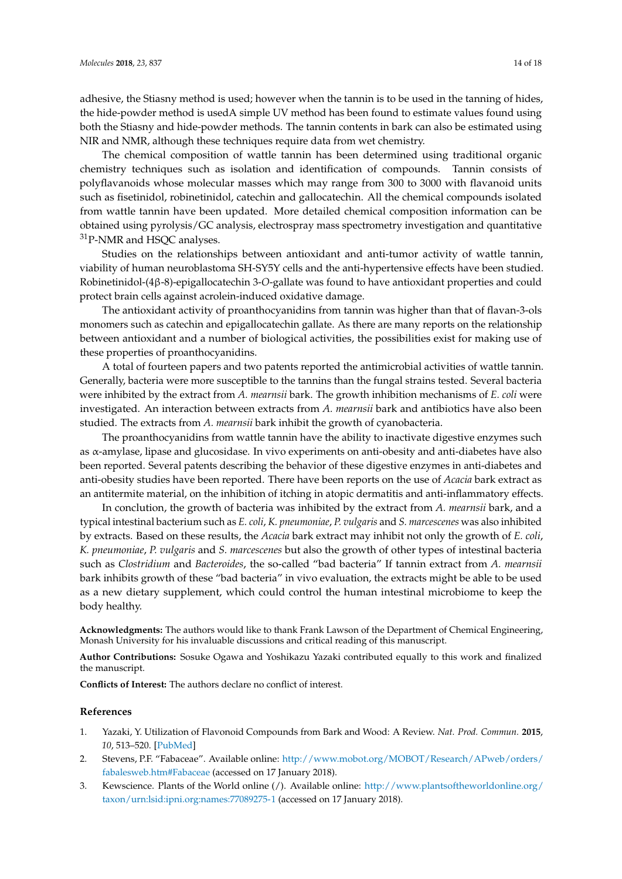adhesive, the Stiasny method is used; however when the tannin is to be used in the tanning of hides, the hide-powder method is usedA simple UV method has been found to estimate values found using both the Stiasny and hide-powder methods. The tannin contents in bark can also be estimated using NIR and NMR, although these techniques require data from wet chemistry.

The chemical composition of wattle tannin has been determined using traditional organic chemistry techniques such as isolation and identification of compounds. Tannin consists of polyflavanoids whose molecular masses which may range from 300 to 3000 with flavanoid units such as fisetinidol, robinetinidol, catechin and gallocatechin. All the chemical compounds isolated from wattle tannin have been updated. More detailed chemical composition information can be obtained using pyrolysis/GC analysis, electrospray mass spectrometry investigation and quantitative $^{31}$P-NMR and HSQC analyses.

Studies on the relationships between antioxidant and anti-tumor activity of wattle tannin, viability of human neuroblastoma SH-SY5Y cells and the anti-hypertensive effects have been studied. Robinetinidol-(4β-8)-epigallocatechin 3-*O*-gallate was found to have antioxidant properties and could protect brain cells against acrolein-induced oxidative damage.

The antioxidant activity of proanthocyanidins from tannin was higher than that of flavan-3-ols monomers such as catechin and epigallocatechin gallate. As there are many reports on the relationship between antioxidant and a number of biological activities, the possibilities exist for making use of these properties of proanthocyanidins.

A total of fourteen papers and two patents reported the antimicrobial activities of wattle tannin. Generally, bacteria were more susceptible to the tannins than the fungal strains tested. Several bacteria were inhibited by the extract from *A. mearnsii* bark. The growth inhibition mechanisms of *E. coli* were investigated. An interaction between extracts from *A. mearnsii* bark and antibiotics have also been studied. The extracts from *A. mearnsii* bark inhibit the growth of cyanobacteria.

The proanthocyanidins from wattle tannin have the ability to inactivate digestive enzymes such as α-amylase, lipase and glucosidase. In vivo experiments on anti-obesity and anti-diabetes have also been reported. Several patents describing the behavior of these digestive enzymes in anti-diabetes and anti-obesity studies have been reported. There have been reports on the use of *Acacia* bark extract as an antitermite material, on the inhibition of itching in atopic dermatitis and anti-inflammatory effects.

In conclution, the growth of bacteria was inhibited by the extract from *A. mearnsii* bark, and a typical intestinal bacterium such as *E. coli*, *K. pneumoniae*, *P. vulgaris* and *S. marcescenes* was also inhibited by extracts. Based on these results, the *Acacia* bark extract may inhibit not only the growth of *E. coli*, *K. pneumoniae*, *P. vulgaris* and *S. marcescenes* but also the growth of other types of intestinal bacteria such as *Clostridium* and *Bacteroides*, the so-called "bad bacteria" If tannin extract from *A. mearnsii* bark inhibits growth of these "bad bacteria" in vivo evaluation, the extracts might be able to be used as a new dietary supplement, which could control the human intestinal microbiome to keep the body healthy.

**Acknowledgments:** The authors would like to thank Frank Lawson of the Department of Chemical Engineering, Monash University for his invaluable discussions and critical reading of this manuscript.

**Author Contributions:** Sosuke Ogawa and Yoshikazu Yazaki contributed equally to this work and finalized the manuscript.

**Conflicts of Interest:** The authors declare no conflict of interest.

## References

1. Yazaki, Y. Utilization of Flavonoid Compounds from Bark and Wood: A Review. *Nat. Prod. Commun.* **2015**, *10*, 513–520. [PubMed]
2. Stevens, P.F. "Fabaceae". Available online: http://www.mobot.org/MOBOT/Research/APweb/orders/fabalesweb.htm#Fabaceae (accessed on 17 January 2018).
3. Kewscience. Plants of the World online (/). Available online: http://www.plantsoftheworldonline.org/taxon/urn:lsid:ipni.org:names:77089275-1 (accessed on 17 January 2018).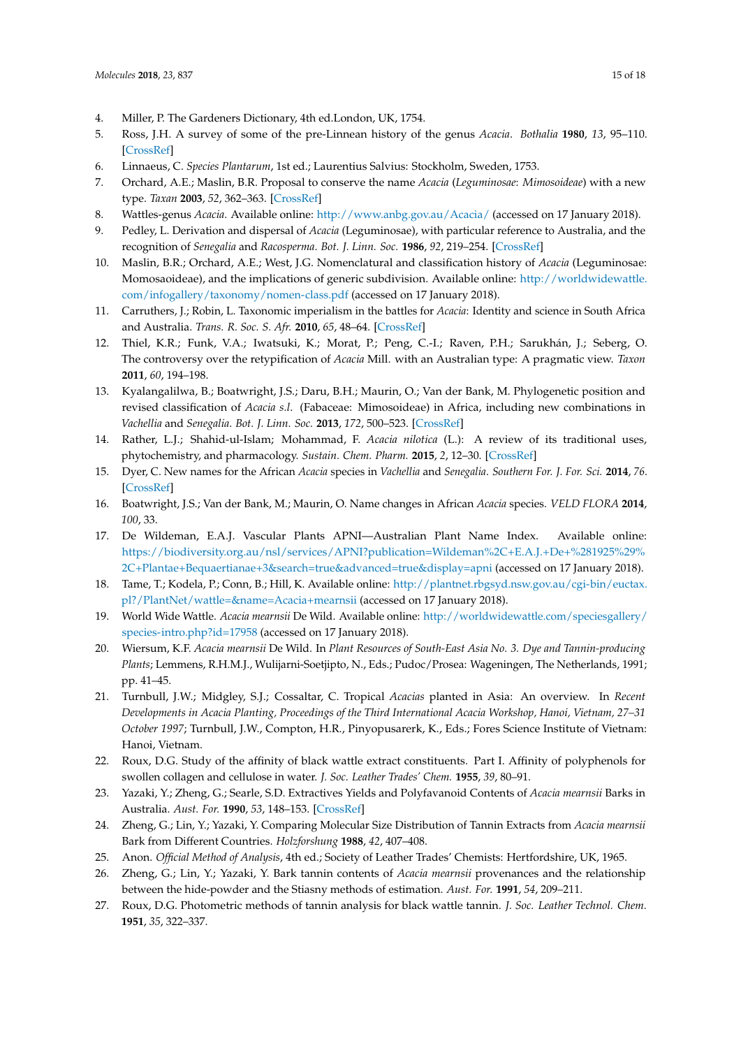4. Miller, P. The Gardeners Dictionary, 4th ed.London, UK, 1754.
5. Ross, J.H. A survey of some of the pre-Linnean history of the genus *Acacia*. *Bothalia* **1980**, *13*, 95–110. [CrossRef]
6. Linnaeus, C. *Species Plantarum*, 1st ed.; Laurentius Salvius: Stockholm, Sweden, 1753.
7. Orchard, A.E.; Maslin, B.R. Proposal to conserve the name *Acacia* (*Leguminosae*: *Mimosoideae*) with a new type. *Taxan* **2003**, *52*, 362–363. [CrossRef]
8. Wattles-genus *Acacia*. Available online: http://www.anbg.gov.au/Acacia/ (accessed on 17 January 2018).
9. Pedley, L. Derivation and dispersal of *Acacia* (Leguminosae), with particular reference to Australia, and the recognition of *Senegalia* and *Racosperma*. *Bot. J. Linn. Soc.* **1986**, *92*, 219–254. [CrossRef]
10. Maslin, B.R.; Orchard, A.E.; West, J.G. Nomenclatural and classification history of *Acacia* (Leguminosae: Momosaoideae), and the implications of generic subdivision. Available online: http://worldwidewattle.com/infogallery/taxonomy/nomen-class.pdf (accessed on 17 January 2018).
11. Carruthers, J.; Robin, L. Taxonomic imperialism in the battles for *Acacia*: Identity and science in South Africa and Australia. *Trans. R. Soc. S. Afr.* **2010**, *65*, 48–64. [CrossRef]
12. Thiel, K.R.; Funk, V.A.; Iwatsuki, K.; Morat, P.; Peng, C.-I.; Raven, P.H.; Sarukhán, J.; Seberg, O. The controversy over the retypification of *Acacia* Mill. with an Australian type: A pragmatic view. *Taxon* **2011**, *60*, 194–198.
13. Kyalangalilwa, B.; Boatwright, J.S.; Daru, B.H.; Maurin, O.; Van der Bank, M. Phylogenetic position and revised classification of *Acacia s.l.* (Fabaceae: Mimosoideae) in Africa, including new combinations in *Vachellia* and *Senegalia*. *Bot. J. Linn. Soc.* **2013**, *172*, 500–523. [CrossRef]
14. Rather, L.J.; Shahid-ul-Islam; Mohammad, F. *Acacia nilotica* (L.): A review of its traditional uses, phytochemistry, and pharmacology. *Sustain. Chem. Pharm.* **2015**, *2*, 12–30. [CrossRef]
15. Dyer, C. New names for the African *Acacia* species in *Vachellia* and *Senegalia*. *Southern For. J. For. Sci.* **2014**, *76*. [CrossRef]
16. Boatwright, J.S.; Van der Bank, M.; Maurin, O. Name changes in African *Acacia* species. *VELD FLORA* **2014**, *100*, 33.
17. De Wildeman, E.A.J. Vascular Plants APNI—Australian Plant Name Index. Available online: https://biodiversity.org.au/nsl/services/APNI?publication=Wildeman%2C+E.A.J.+De+%281925%29%2C+Plantae+Bequaertianae+3&search=true&advanced=true&display=apni (accessed on 17 January 2018).
18. Tame, T.; Kodela, P.; Conn, B.; Hill, K. Available online: http://plantnet.rbgsyd.nsw.gov.au/cgi-bin/euctax.pl?/PlantNet/wattle=&name=Acacia+mearnsii (accessed on 17 January 2018).
19. World Wide Wattle. *Acacia mearnsii* De Wild. Available online: http://worldwidewattle.com/speciesgallery/species-intro.php?id=17958 (accessed on 17 January 2018).
20. Wiersum, K.F. *Acacia mearnsii* De Wild. In *Plant Resources of South-East Asia No. 3. Dye and Tannin-producing Plants*; Lemmens, R.H.M.J., Wulijarni-Soetjipto, N., Eds.; Pudoc/Prosea: Wageningen, The Netherlands, 1991; pp. 41–45.
21. Turnbull, J.W.; Midgley, S.J.; Cossaltar, C. Tropical *Acacias* planted in Asia: An overview. In *Recent Developments in Acacia Planting, Proceedings of the Third International Acacia Workshop, Hanoi, Vietnam, 27–31 October 1997*; Turnbull, J.W., Compton, H.R., Pinyopusarerk, K., Eds.; Fores Science Institute of Vietnam: Hanoi, Vietnam.
22. Roux, D.G. Study of the affinity of black wattle extract constituents. Part I. Affinity of polyphenols for swollen collagen and cellulose in water. *J. Soc. Leather Trades' Chem.* **1955**, *39*, 80–91.
23. Yazaki, Y.; Zheng, G.; Searle, S.D. Extractives Yields and Polyfavanoid Contents of *Acacia mearnsii* Barks in Australia. *Aust. For.* **1990**, *53*, 148–153. [CrossRef]
24. Zheng, G.; Lin, Y.; Yazaki, Y. Comparing Molecular Size Distribution of Tannin Extracts from *Acacia mearnsii* Bark from Different Countries. *Holzforshung* **1988**, *42*, 407–408.
25. Anon. *Official Method of Analysis*, 4th ed.; Society of Leather Trades' Chemists: Hertfordshire, UK, 1965.
26. Zheng, G.; Lin, Y.; Yazaki, Y. Bark tannin contents of *Acacia mearnsii* provenances and the relationship between the hide-powder and the Stiasny methods of estimation. *Aust. For.* **1991**, *54*, 209–211.
27. Roux, D.G. Photometric methods of tannin analysis for black wattle tannin. *J. Soc. Leather Technol. Chem.* **1951**, *35*, 322–337.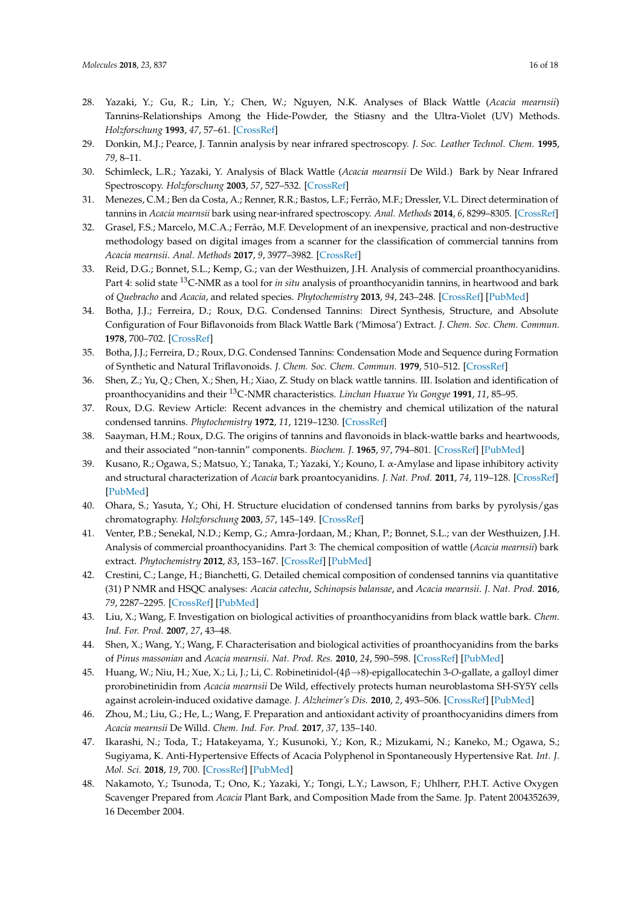28. Yazaki, Y.; Gu, R.; Lin, Y.; Chen, W.; Nguyen, N.K. Analyses of Black Wattle (*Acacia mearnsii*) Tannins-Relationships Among the Hide-Powder, the Stiasny and the Ultra-Violet (UV) Methods. *Holzforschung* **1993**, *47*, 57–61. [CrossRef]
29. Donkin, M.J.; Pearce, J. Tannin analysis by near infrared spectroscopy. *J. Soc. Leather Technol. Chem.* **1995**, *79*, 8–11.
30. Schimleck, L.R.; Yazaki, Y. Analysis of Black Wattle (*Acacia mearnsii* De Wild.) Bark by Near Infrared Spectroscopy. *Holzforschung* **2003**, *57*, 527–532. [CrossRef]
31. Menezes, C.M.; Ben da Costa, A.; Renner, R.R.; Bastos, L.F.; Ferrão, M.F.; Dressler, V.L. Direct determination of tannins in *Acacia mearnsii* bark using near-infrared spectroscopy. *Anal. Methods* **2014**, *6*, 8299–8305. [CrossRef]
32. Grasel, F.S.; Marcelo, M.C.A.; Ferrão, M.F. Development of an inexpensive, practical and non-destructive methodology based on digital images from a scanner for the classification of commercial tannins from *Acacia mearnsii*. *Anal. Methods* **2017**, *9*, 3977–3982. [CrossRef]
33. Reid, D.G.; Bonnet, S.L.; Kemp, G.; van der Westhuizen, J.H. Analysis of commercial proanthocyanidins. Part 4: solid state $^{13}$C-NMR as a tool for *in situ* analysis of proanthocyanidin tannins, in heartwood and bark of *Quebracho* and *Acacia*, and related species. *Phytochemistry* **2013**, *94*, 243–248. [CrossRef] [PubMed]
34. Botha, J.J.; Ferreira, D.; Roux, D.G. Condensed Tannins: Direct Synthesis, Structure, and Absolute Configuration of Four Biflavonoids from Black Wattle Bark ('Mimosa') Extract. *J. Chem. Soc. Chem. Commun.* **1978**, 700–702. [CrossRef]
35. Botha, J.J.; Ferreira, D.; Roux, D.G. Condensed Tannins: Condensation Mode and Sequence during Formation of Synthetic and Natural Triflavonoids. *J. Chem. Soc. Chem. Commun.* **1979**, 510–512. [CrossRef]
36. Shen, Z.; Yu, Q.; Chen, X.; Shen, H.; Xiao, Z. Study on black wattle tannins. III. Isolation and identification of proanthocyanidins and their $^{13}$C-NMR characteristics. *Linchan Huaxue Yu Gongye* **1991**, *11*, 85–95.
37. Roux, D.G. Review Article: Recent advances in the chemistry and chemical utilization of the natural condensed tannins. *Phytochemistry* **1972**, *11*, 1219–1230. [CrossRef]
38. Saayman, H.M.; Roux, D.G. The origins of tannins and flavonoids in black-wattle barks and heartwoods, and their associated "non-tannin" components. *Biochem. J.* **1965**, *97*, 794–801. [CrossRef] [PubMed]
39. Kusano, R.; Ogawa, S.; Matsuo, Y.; Tanaka, T.; Yazaki, Y.; Kouno, I. α-Amylase and lipase inhibitory activity and structural characterization of *Acacia* bark proanthocyanidins. *J. Nat. Prod.* **2011**, *74*, 119–128. [CrossRef] [PubMed]
40. Ohara, S.; Yasuta, Y.; Ohi, H. Structure elucidation of condensed tannins from barks by pyrolysis/gas chromatography. *Holzforschung* **2003**, *57*, 145–149. [CrossRef]
41. Venter, P.B.; Senekal, N.D.; Kemp, G.; Amra-Jordaan, M.; Khan, P.; Bonnet, S.L.; van der Westhuizen, J.H. Analysis of commercial proanthocyanidins. Part 3: The chemical composition of wattle (*Acacia mearnsii*) bark extract. *Phytochemistry* **2012**, *83*, 153–167. [CrossRef] [PubMed]
42. Crestini, C.; Lange, H.; Bianchetti, G. Detailed chemical composition of condensed tannins via quantitative (31) P NMR and HSQC analyses: *Acacia catechu*, *Schinopsis balansae*, and *Acacia mearnsii*. *J. Nat. Prod.* **2016**, *79*, 2287–2295. [CrossRef] [PubMed]
43. Liu, X.; Wang, F. Investigation on biological activities of proanthocyanidins from black wattle bark. *Chem. Ind. For. Prod.* **2007**, *27*, 43–48.
44. Shen, X.; Wang, Y.; Wang, F. Characterisation and biological activities of proanthocyanidins from the barks of *Pinus massonian* and *Acacia mearnsii*. *Nat. Prod. Res.* **2010**, *24*, 590–598. [CrossRef] [PubMed]
45. Huang, W.; Niu, H.; Xue, X.; Li, J.; Li, C. Robinetinidol-(4β→8)-epigallocatechin 3-*O*-gallate, a galloyl dimer prorobinetinidin from *Acacia mearnsii* De Wild, effectively protects human neuroblastoma SH-SY5Y cells against acrolein-induced oxidative damage. *J. Alzheimer's Dis.* **2010**, *2*, 493–506. [CrossRef] [PubMed]
46. Zhou, M.; Liu, G.; He, L.; Wang, F. Preparation and antioxidant activity of proanthocyanidins dimers from *Acacia mearnsii* De Willd. *Chem. Ind. For. Prod.* **2017**, *37*, 135–140.
47. Ikarashi, N.; Toda, T.; Hatakeyama, Y.; Kusunoki, Y.; Kon, R.; Mizukami, N.; Kaneko, M.; Ogawa, S.; Sugiyama, K. Anti-Hypertensive Effects of Acacia Polyphenol in Spontaneously Hypertensive Rat. *Int. J. Mol. Sci.* **2018**, *19*, 700. [CrossRef] [PubMed]
48. Nakamoto, Y.; Tsunoda, T.; Ono, K.; Yazaki, Y.; Tongi, L.Y.; Lawson, F.; Uhlherr, P.H.T. Active Oxygen Scavenger Prepared from *Acacia* Plant Bark, and Composition Made from the Same. Jp. Patent 2004352639, 16 December 2004.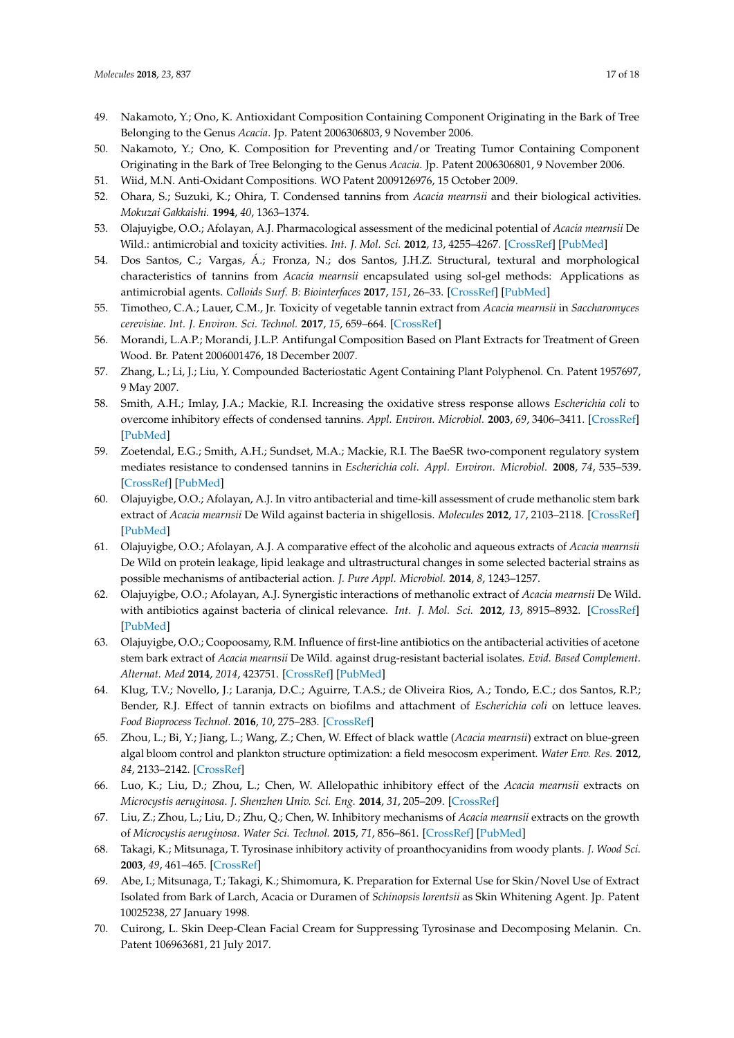49. Nakamoto, Y.; Ono, K. Antioxidant Composition Containing Component Originating in the Bark of Tree Belonging to the Genus *Acacia*. Jp. Patent 2006306803, 9 November 2006.
50. Nakamoto, Y.; Ono, K. Composition for Preventing and/or Treating Tumor Containing Component Originating in the Bark of Tree Belonging to the Genus *Acacia*. Jp. Patent 2006306801, 9 November 2006.
51. Wiid, M.N. Anti-Oxidant Compositions. WO Patent 2009126976, 15 October 2009.
52. Ohara, S.; Suzuki, K.; Ohira, T. Condensed tannins from *Acacia mearnsii* and their biological activities. *Mokuzai Gakkaishi.* **1994**, *40*, 1363–1374.
53. Olajuyigbe, O.O.; Afolayan, A.J. Pharmacological assessment of the medicinal potential of *Acacia mearnsii* De Wild.: antimicrobial and toxicity activities. *Int. J. Mol. Sci.* **2012**, *13*, 4255–4267. [CrossRef] [PubMed]
54. Dos Santos, C.; Vargas, Á.; Fronza, N.; dos Santos, J.H.Z. Structural, textural and morphological characteristics of tannins from *Acacia mearnsii* encapsulated using sol-gel methods: Applications as antimicrobial agents. *Colloids Surf. B: Biointerfaces* **2017**, *151*, 26–33. [CrossRef] [PubMed]
55. Timotheo, C.A.; Lauer, C.M., Jr. Toxicity of vegetable tannin extract from *Acacia mearnsii* in *Saccharomyces cerevisiae*. *Int. J. Environ. Sci. Technol.* **2017**, *15*, 659–664. [CrossRef]
56. Morandi, L.A.P.; Morandi, J.L.P. Antifungal Composition Based on Plant Extracts for Treatment of Green Wood. Br. Patent 2006001476, 18 December 2007.
57. Zhang, L.; Li, J.; Liu, Y. Compounded Bacteriostatic Agent Containing Plant Polyphenol. Cn. Patent 1957697, 9 May 2007.
58. Smith, A.H.; Imlay, J.A.; Mackie, R.I. Increasing the oxidative stress response allows *Escherichia coli* to overcome inhibitory effects of condensed tannins. *Appl. Environ. Microbiol.* **2003**, *69*, 3406–3411. [CrossRef] [PubMed]
59. Zoetendal, E.G.; Smith, A.H.; Sundset, M.A.; Mackie, R.I. The BaeSR two-component regulatory system mediates resistance to condensed tannins in *Escherichia coli*. *Appl. Environ. Microbiol.* **2008**, *74*, 535–539. [CrossRef] [PubMed]
60. Olajuyigbe, O.O.; Afolayan, A.J. In vitro antibacterial and time-kill assessment of crude methanolic stem bark extract of *Acacia mearnsii* De Wild against bacteria in shigellosis. *Molecules* **2012**, *17*, 2103–2118. [CrossRef] [PubMed]
61. Olajuyigbe, O.O.; Afolayan, A.J. A comparative effect of the alcoholic and aqueous extracts of *Acacia mearnsii* De Wild on protein leakage, lipid leakage and ultrastructural changes in some selected bacterial strains as possible mechanisms of antibacterial action. *J. Pure Appl. Microbiol.* **2014**, *8*, 1243–1257.
62. Olajuyigbe, O.O.; Afolayan, A.J. Synergistic interactions of methanolic extract of *Acacia mearnsii* De Wild. with antibiotics against bacteria of clinical relevance. *Int. J. Mol. Sci.* **2012**, *13*, 8915–8932. [CrossRef] [PubMed]
63. Olajuyigbe, O.O.; Coopoosamy, R.M. Influence of first-line antibiotics on the antibacterial activities of acetone stem bark extract of *Acacia mearnsii* De Wild. against drug-resistant bacterial isolates. *Evid. Based Complement. Alternat. Med* **2014**, *2014*, 423751. [CrossRef] [PubMed]
64. Klug, T.V.; Novello, J.; Laranja, D.C.; Aguirre, T.A.S.; de Oliveira Rios, A.; Tondo, E.C.; dos Santos, R.P.; Bender, R.J. Effect of tannin extracts on biofilms and attachment of *Escherichia coli* on lettuce leaves. *Food Bioprocess Technol.* **2016**, *10*, 275–283. [CrossRef]
65. Zhou, L.; Bi, Y.; Jiang, L.; Wang, Z.; Chen, W. Effect of black wattle (*Acacia mearnsii*) extract on blue-green algal bloom control and plankton structure optimization: a field mesocosm experiment. *Water Env. Res.* **2012**, *84*, 2133–2142. [CrossRef]
66. Luo, K.; Liu, D.; Zhou, L.; Chen, W. Allelopathic inhibitory effect of the *Acacia mearnsii* extracts on *Microcystis aeruginosa*. *J. Shenzhen Univ. Sci. Eng.* **2014**, *31*, 205–209. [CrossRef]
67. Liu, Z.; Zhou, L.; Liu, D.; Zhu, Q.; Chen, W. Inhibitory mechanisms of *Acacia mearnsii* extracts on the growth of *Microcystis aeruginosa*. *Water Sci. Technol.* **2015**, *71*, 856–861. [CrossRef] [PubMed]
68. Takagi, K.; Mitsunaga, T. Tyrosinase inhibitory activity of proanthocyanidins from woody plants. *J. Wood Sci.* **2003**, *49*, 461–465. [CrossRef]
69. Abe, I.; Mitsunaga, T.; Takagi, K.; Shimomura, K. Preparation for External Use for Skin/Novel Use of Extract Isolated from Bark of Larch, Acacia or Duramen of *Schinopsis lorentsii* as Skin Whitening Agent. Jp. Patent 10025238, 27 January 1998.
70. Cuirong, L. Skin Deep-Clean Facial Cream for Suppressing Tyrosinase and Decomposing Melanin. Cn. Patent 106963681, 21 July 2017.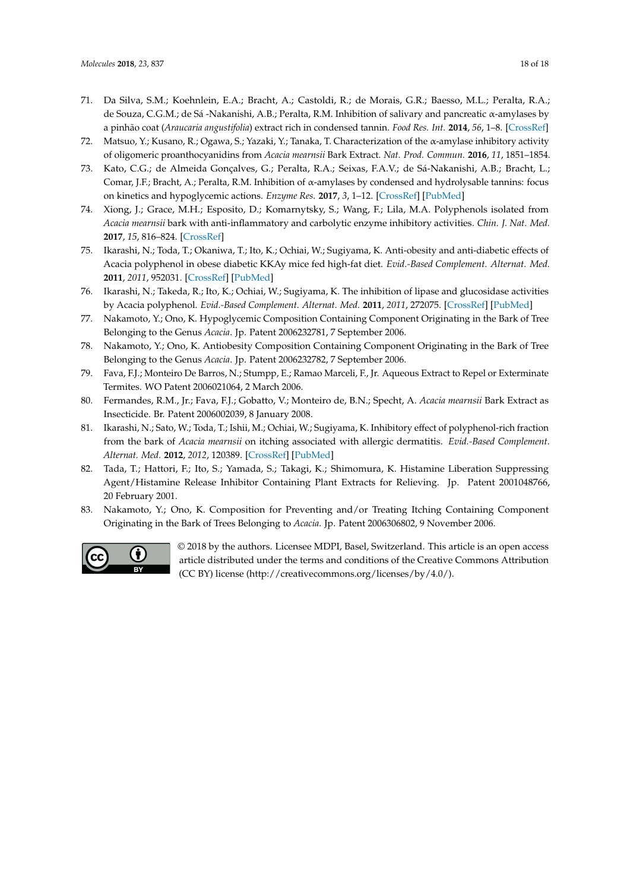71. Da Silva, S.M.; Koehnlein, E.A.; Bracht, A.; Castoldi, R.; de Morais, G.R.; Baesso, M.L.; Peralta, R.A.; de Souza, C.G.M.; de Sá -Nakanishi, A.B.; Peralta, R.M. Inhibition of salivary and pancreatic α-amylases by a pinhão coat (*Araucaria angustifolia*) extract rich in condensed tannin. *Food Res. Int.* **2014**, *56*, 1–8. [CrossRef]
72. Matsuo, Y.; Kusano, R.; Ogawa, S.; Yazaki, Y.; Tanaka, T. Characterization of the α-amylase inhibitory activity of oligomeric proanthocyanidins from *Acacia mearnsii* Bark Extract. *Nat. Prod. Commun.* **2016**, *11*, 1851–1854.
73. Kato, C.G.; de Almeida Gonçalves, G.; Peralta, R.A.; Seixas, F.A.V.; de Sá-Nakanishi, A.B.; Bracht, L.; Comar, J.F.; Bracht, A.; Peralta, R.M. Inhibition of α-amylases by condensed and hydrolysable tannins: focus on kinetics and hypoglycemic actions. *Enzyme Res.* **2017**, *3*, 1–12. [CrossRef] [PubMed]
74. Xiong, J.; Grace, M.H.; Esposito, D.; Komarnytsky, S.; Wang, F.; Lila, M.A. Polyphenols isolated from *Acacia mearnsii* bark with anti-inflammatory and carbolytic enzyme inhibitory activities. *Chin. J. Nat. Med.* **2017**, *15*, 816–824. [CrossRef]
75. Ikarashi, N.; Toda, T.; Okaniwa, T.; Ito, K.; Ochiai, W.; Sugiyama, K. Anti-obesity and anti-diabetic effects of Acacia polyphenol in obese diabetic KKAy mice fed high-fat diet. *Evid.-Based Complement. Alternat. Med.* **2011**, *2011*, 952031. [CrossRef] [PubMed]
76. Ikarashi, N.; Takeda, R.; Ito, K.; Ochiai, W.; Sugiyama, K. The inhibition of lipase and glucosidase activities by Acacia polyphenol. *Evid.-Based Complement. Alternat. Med.* **2011**, *2011*, 272075. [CrossRef] [PubMed]
77. Nakamoto, Y.; Ono, K. Hypoglycemic Composition Containing Component Originating in the Bark of Tree Belonging to the Genus *Acacia*. Jp. Patent 2006232781, 7 September 2006.
78. Nakamoto, Y.; Ono, K. Antiobesity Composition Containing Component Originating in the Bark of Tree Belonging to the Genus *Acacia*. Jp. Patent 2006232782, 7 September 2006.
79. Fava, F.J.; Monteiro De Barros, N.; Stumpp, E.; Ramao Marceli, F., Jr. Aqueous Extract to Repel or Exterminate Termites. WO Patent 2006021064, 2 March 2006.
80. Fermandes, R.M., Jr.; Fava, F.J.; Gobatto, V.; Monteiro de, B.N.; Specht, A. *Acacia mearnsii* Bark Extract as Insecticide. Br. Patent 2006002039, 8 January 2008.
81. Ikarashi, N.; Sato, W.; Toda, T.; Ishii, M.; Ochiai, W.; Sugiyama, K. Inhibitory effect of polyphenol-rich fraction from the bark of *Acacia mearnsii* on itching associated with allergic dermatitis. *Evid.-Based Complement. Alternat. Med.* **2012**, *2012*, 120389. [CrossRef] [PubMed]
82. Tada, T.; Hattori, F.; Ito, S.; Yamada, S.; Takagi, K.; Shimomura, K. Histamine Liberation Suppressing Agent/Histamine Release Inhibitor Containing Plant Extracts for Relieving. Jp. Patent 2001048766, 20 February 2001.
83. Nakamoto, Y.; Ono, K. Composition for Preventing and/or Treating Itching Containing Component Originating in the Bark of Trees Belonging to *Acacia*. Jp. Patent 2006306802, 9 November 2006.

© 2018 by the authors. Licensee MDPI, Basel, Switzerland. This article is an open access article distributed under the terms and conditions of the Creative Commons Attribution (CC BY) license (http://creativecommons.org/licenses/by/4.0/).